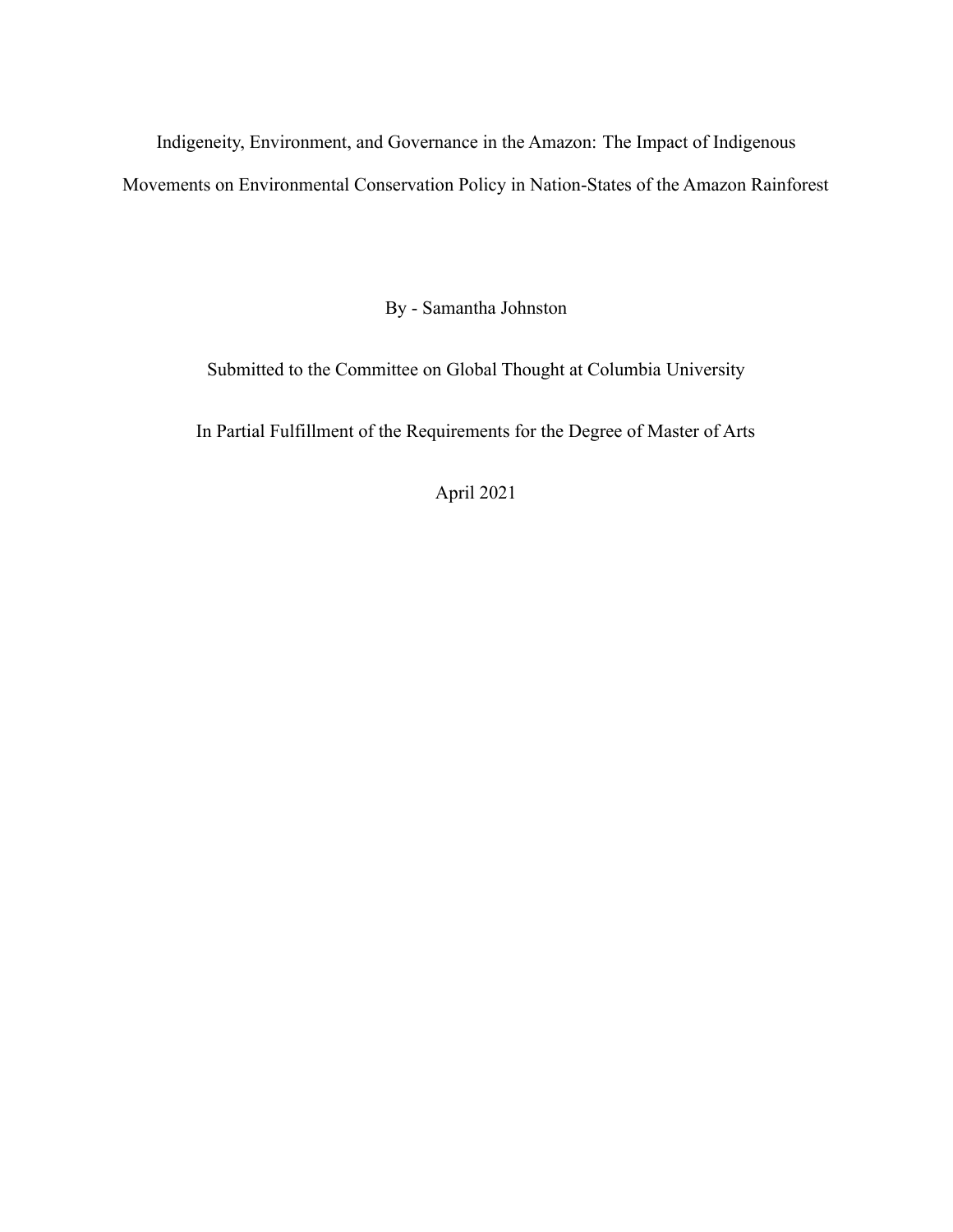# Indigeneity, Environment, and Governance in the Amazon: The Impact of Indigenous Movements on Environmental Conservation Policy in Nation-States of the Amazon Rainforest

By - Samantha Johnston

Submitted to the Committee on Global Thought at Columbia University

In Partial Fulfillment of the Requirements for the Degree of Master of Arts

April 2021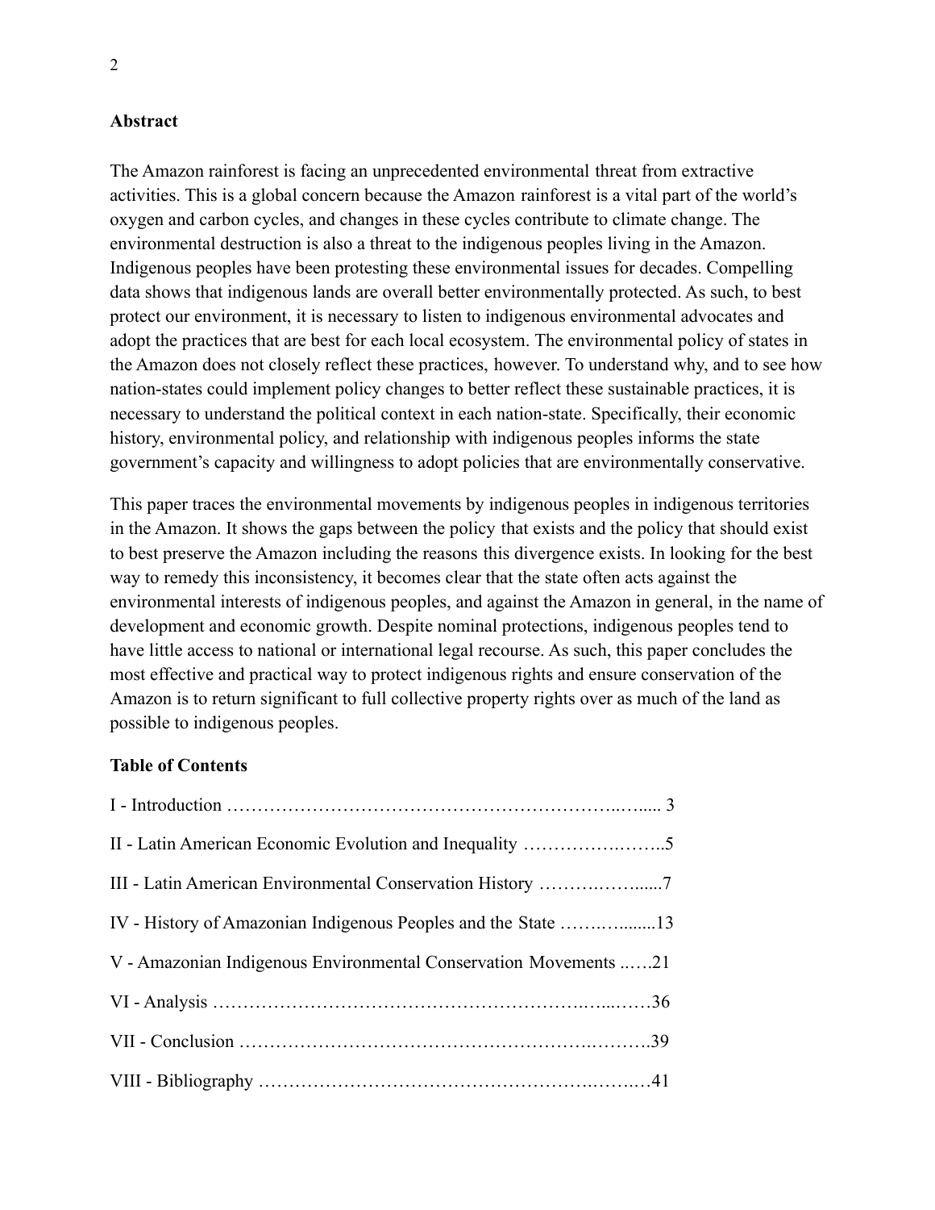**Abstract**

The Amazon rainforest is facing an unprecedented environmental threat from extractive activities. This is a global concern because the Amazon rainforest is a vital part of the world's oxygen and carbon cycles, and changes in these cycles contribute to climate change. The environmental destruction is also a threat to the indigenous peoples living in the Amazon. Indigenous peoples have been protesting these environmental issues for decades. Compelling data shows that indigenous lands are overall better environmentally protected. As such, to best protect our environment, it is necessary to listen to indigenous environmental advocates and adopt the practices that are best for each local ecosystem. The environmental policy of states in the Amazon does not closely reflect these practices, however. To understand why, and to see how nation-states could implement policy changes to better reflect these sustainable practices, it is necessary to understand the political context in each nation-state. Specifically, their economic history, environmental policy, and relationship with indigenous peoples informs the state government's capacity and willingness to adopt policies that are environmentally conservative.

This paper traces the environmental movements by indigenous peoples in indigenous territories in the Amazon. It shows the gaps between the policy that exists and the policy that should exist to best preserve the Amazon including the reasons this divergence exists. In looking for the best way to remedy this inconsistency, it becomes clear that the state often acts against the environmental interests of indigenous peoples, and against the Amazon in general, in the name of development and economic growth. Despite nominal protections, indigenous peoples tend to have little access to national or international legal recourse. As such, this paper concludes the most effective and practical way to protect indigenous rights and ensure conservation of the Amazon is to return significant to full collective property rights over as much of the land as possible to indigenous peoples.

**Table of Contents**

I - Introduction ……………………………………………………………..…..... 3

II - Latin American Economic Evolution and Inequality …………….……..5

III - Latin American Environmental Conservation History ……….……......7

IV - History of Amazonian Indigenous Peoples and the State …….….........13

V - Amazonian Indigenous Environmental Conservation Movements ..….21

VI - Analysis ……………………………………………………….…...……36

VII - Conclusion …………………………………………………….……….39

VIII - Bibliography ………………………………………………….…….…41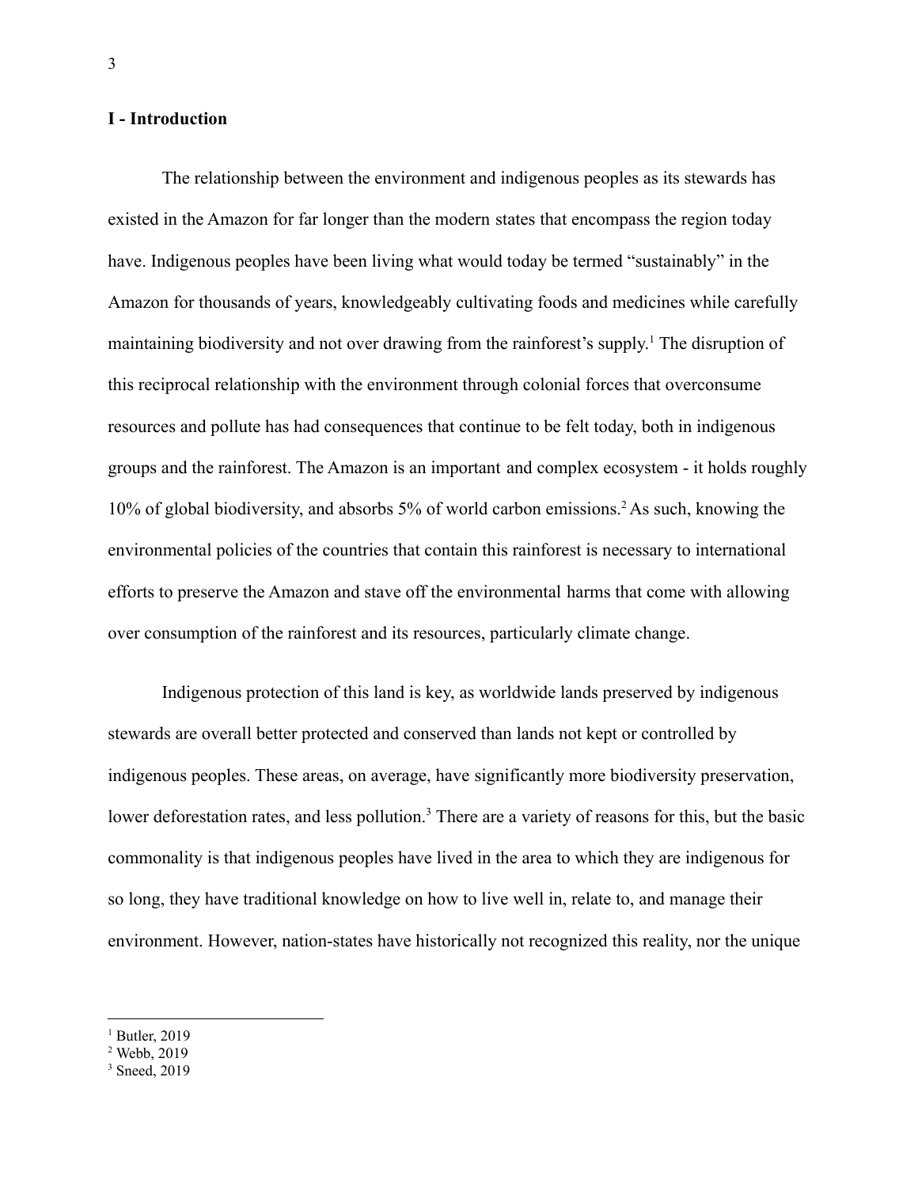## I - Introduction

The relationship between the environment and indigenous peoples as its stewards has existed in the Amazon for far longer than the modern states that encompass the region today have. Indigenous peoples have been living what would today be termed "sustainably" in the Amazon for thousands of years, knowledgeably cultivating foods and medicines while carefully maintaining biodiversity and not over drawing from the rainforest's supply.[1] The disruption of this reciprocal relationship with the environment through colonial forces that overconsume resources and pollute has had consequences that continue to be felt today, both in indigenous groups and the rainforest. The Amazon is an important and complex ecosystem - it holds roughly 10% of global biodiversity, and absorbs 5% of world carbon emissions.[2] As such, knowing the environmental policies of the countries that contain this rainforest is necessary to international efforts to preserve the Amazon and stave off the environmental harms that come with allowing over consumption of the rainforest and its resources, particularly climate change.

Indigenous protection of this land is key, as worldwide lands preserved by indigenous stewards are overall better protected and conserved than lands not kept or controlled by indigenous peoples. These areas, on average, have significantly more biodiversity preservation, lower deforestation rates, and less pollution.[3] There are a variety of reasons for this, but the basic commonality is that indigenous peoples have lived in the area to which they are indigenous for so long, they have traditional knowledge on how to live well in, relate to, and manage their environment. However, nation-states have historically not recognized this reality, nor the unique

---

[1] Butler, 2019

[2] Webb, 2019

[3] Sneed, 2019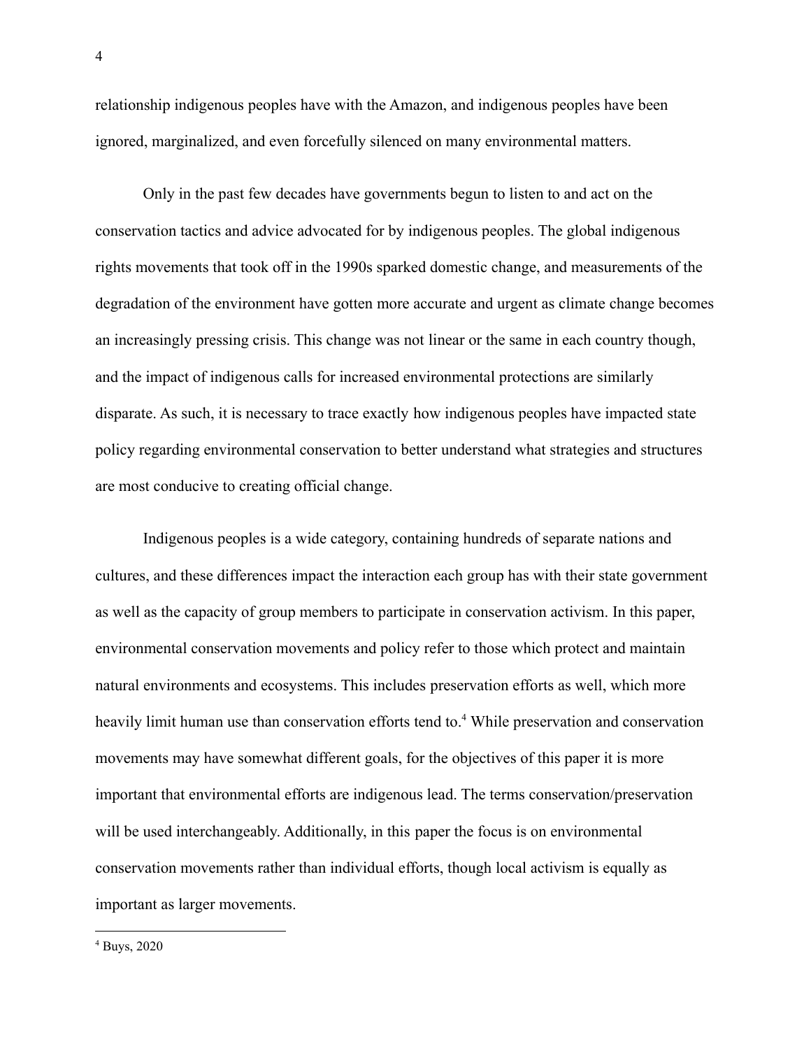relationship indigenous peoples have with the Amazon, and indigenous peoples have been ignored, marginalized, and even forcefully silenced on many environmental matters.

Only in the past few decades have governments begun to listen to and act on the conservation tactics and advice advocated for by indigenous peoples. The global indigenous rights movements that took off in the 1990s sparked domestic change, and measurements of the degradation of the environment have gotten more accurate and urgent as climate change becomes an increasingly pressing crisis. This change was not linear or the same in each country though, and the impact of indigenous calls for increased environmental protections are similarly disparate. As such, it is necessary to trace exactly how indigenous peoples have impacted state policy regarding environmental conservation to better understand what strategies and structures are most conducive to creating official change.

Indigenous peoples is a wide category, containing hundreds of separate nations and cultures, and these differences impact the interaction each group has with their state government as well as the capacity of group members to participate in conservation activism. In this paper, environmental conservation movements and policy refer to those which protect and maintain natural environments and ecosystems. This includes preservation efforts as well, which more heavily limit human use than conservation efforts tend to.[4] While preservation and conservation movements may have somewhat different goals, for the objectives of this paper it is more important that environmental efforts are indigenous lead. The terms conservation/preservation will be used interchangeably. Additionally, in this paper the focus is on environmental conservation movements rather than individual efforts, though local activism is equally as important as larger movements.

[4] Buys, 2020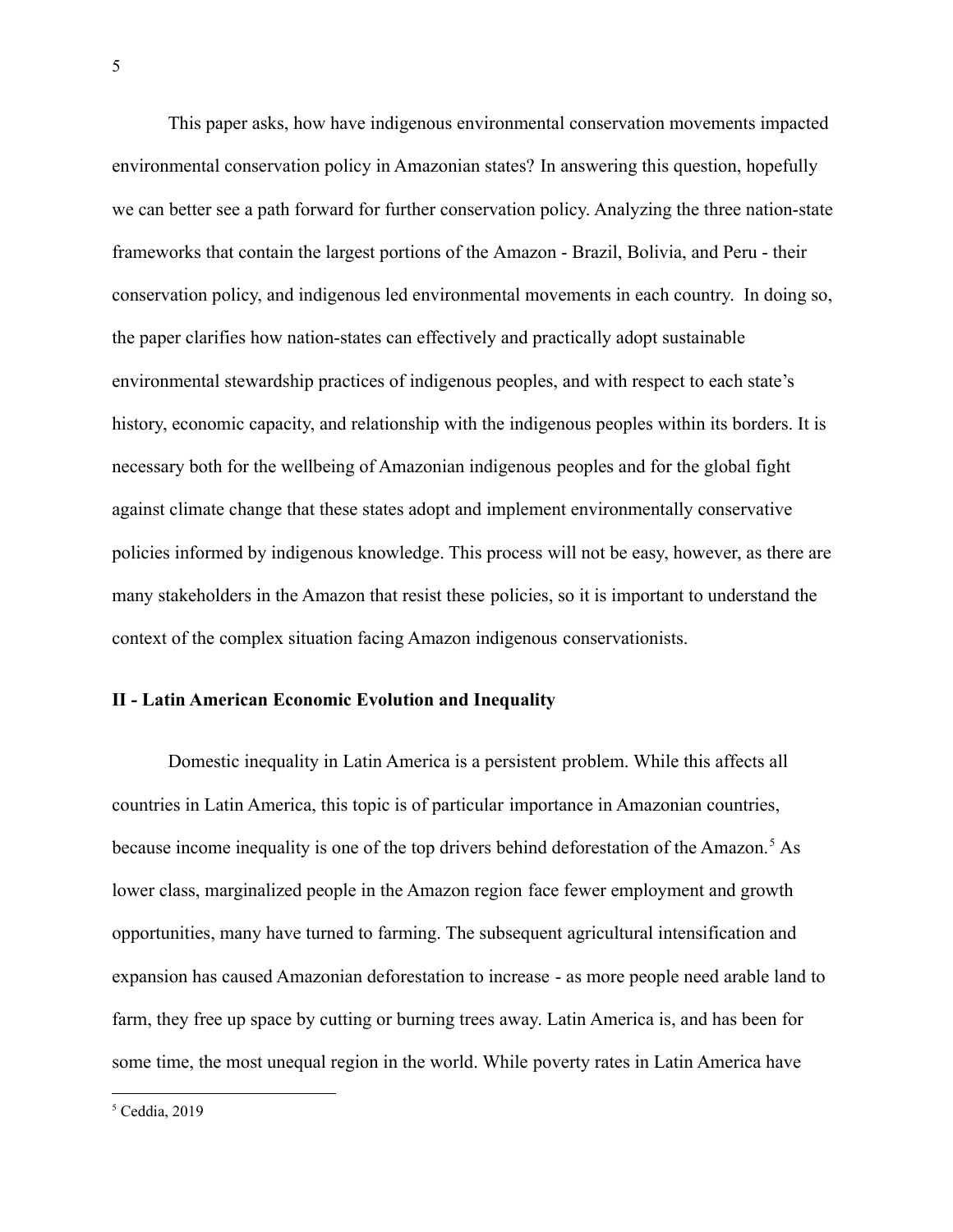This paper asks, how have indigenous environmental conservation movements impacted environmental conservation policy in Amazonian states? In answering this question, hopefully we can better see a path forward for further conservation policy. Analyzing the three nation-state frameworks that contain the largest portions of the Amazon - Brazil, Bolivia, and Peru - their conservation policy, and indigenous led environmental movements in each country. In doing so, the paper clarifies how nation-states can effectively and practically adopt sustainable environmental stewardship practices of indigenous peoples, and with respect to each state's history, economic capacity, and relationship with the indigenous peoples within its borders. It is necessary both for the wellbeing of Amazonian indigenous peoples and for the global fight against climate change that these states adopt and implement environmentally conservative policies informed by indigenous knowledge. This process will not be easy, however, as there are many stakeholders in the Amazon that resist these policies, so it is important to understand the context of the complex situation facing Amazon indigenous conservationists.

## II - Latin American Economic Evolution and Inequality

Domestic inequality in Latin America is a persistent problem. While this affects all countries in Latin America, this topic is of particular importance in Amazonian countries, because income inequality is one of the top drivers behind deforestation of the Amazon.[5] As lower class, marginalized people in the Amazon region face fewer employment and growth opportunities, many have turned to farming. The subsequent agricultural intensification and expansion has caused Amazonian deforestation to increase - as more people need arable land to farm, they free up space by cutting or burning trees away. Latin America is, and has been for some time, the most unequal region in the world. While poverty rates in Latin America have

[5] Ceddia, 2019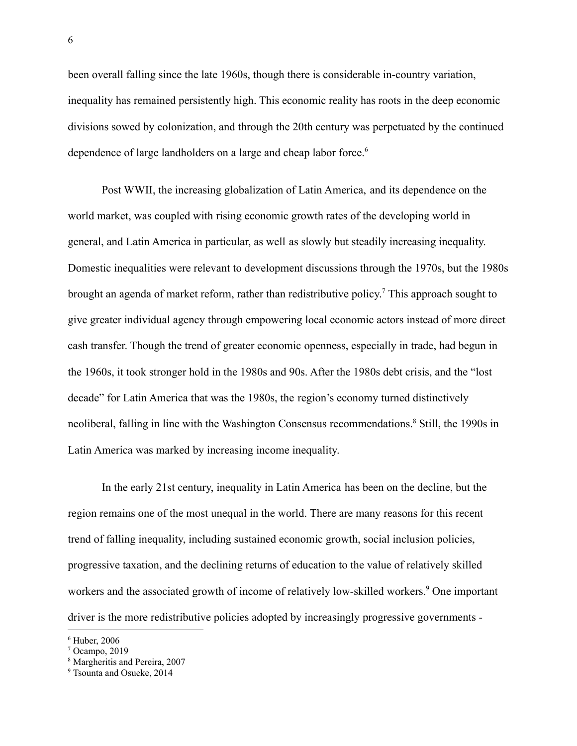been overall falling since the late 1960s, though there is considerable in-country variation, inequality has remained persistently high. This economic reality has roots in the deep economic divisions sowed by colonization, and through the 20th century was perpetuated by the continued dependence of large landholders on a large and cheap labor force.[6]

Post WWII, the increasing globalization of Latin America, and its dependence on the world market, was coupled with rising economic growth rates of the developing world in general, and Latin America in particular, as well as slowly but steadily increasing inequality. Domestic inequalities were relevant to development discussions through the 1970s, but the 1980s brought an agenda of market reform, rather than redistributive policy.[7] This approach sought to give greater individual agency through empowering local economic actors instead of more direct cash transfer. Though the trend of greater economic openness, especially in trade, had begun in the 1960s, it took stronger hold in the 1980s and 90s. After the 1980s debt crisis, and the "lost decade" for Latin America that was the 1980s, the region's economy turned distinctively neoliberal, falling in line with the Washington Consensus recommendations.[8] Still, the 1990s in Latin America was marked by increasing income inequality.

In the early 21st century, inequality in Latin America has been on the decline, but the region remains one of the most unequal in the world. There are many reasons for this recent trend of falling inequality, including sustained economic growth, social inclusion policies, progressive taxation, and the declining returns of education to the value of relatively skilled workers and the associated growth of income of relatively low-skilled workers.[9] One important driver is the more redistributive policies adopted by increasingly progressive governments -

[6] Huber, 2006
[7] Ocampo, 2019
[8] Margheritis and Pereira, 2007
[9] Tsounta and Osueke, 2014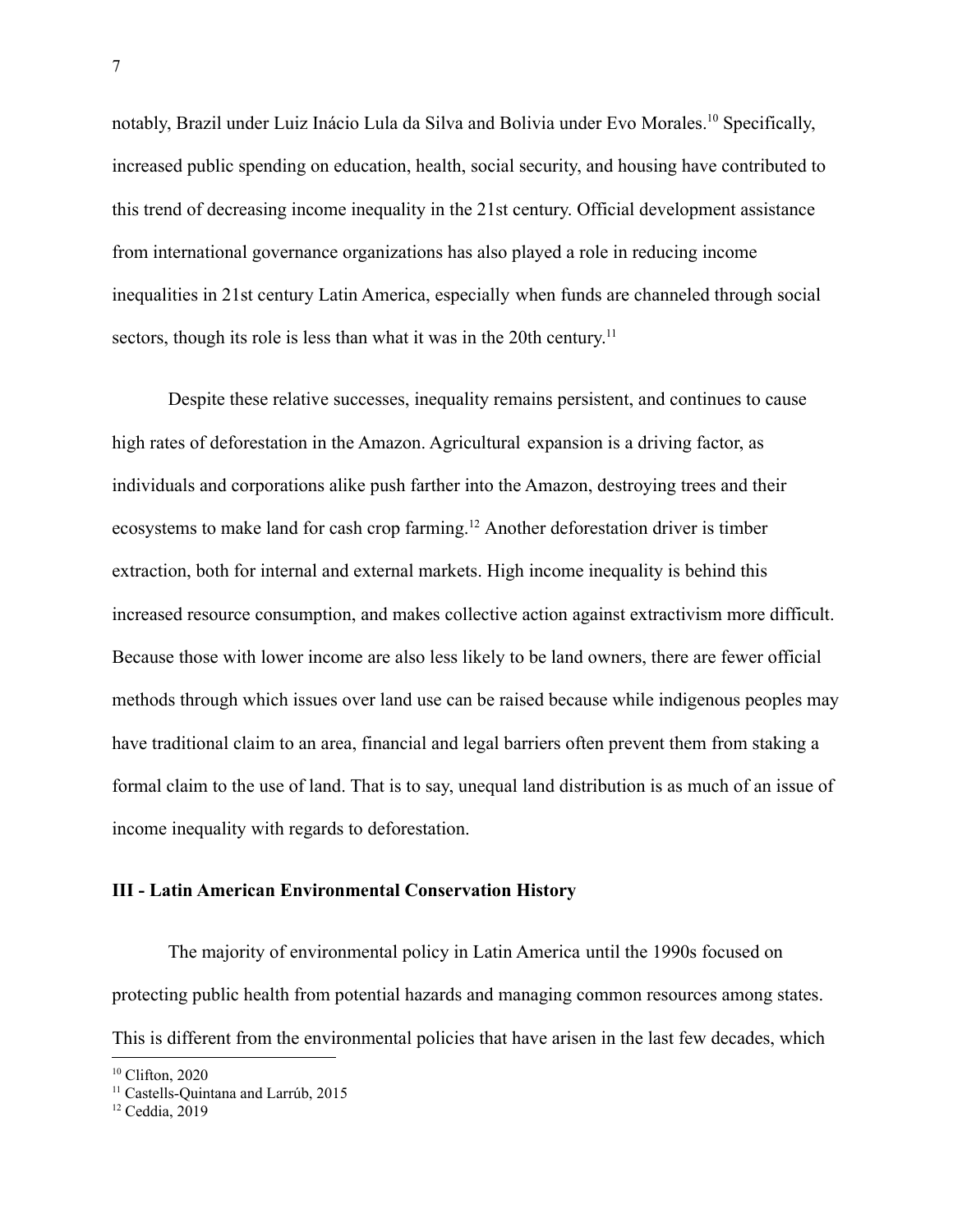notably, Brazil under Luiz Inácio Lula da Silva and Bolivia under Evo Morales.[10] Specifically, increased public spending on education, health, social security, and housing have contributed to this trend of decreasing income inequality in the 21st century. Official development assistance from international governance organizations has also played a role in reducing income inequalities in 21st century Latin America, especially when funds are channeled through social sectors, though its role is less than what it was in the 20th century.[11]

Despite these relative successes, inequality remains persistent, and continues to cause high rates of deforestation in the Amazon. Agricultural expansion is a driving factor, as individuals and corporations alike push farther into the Amazon, destroying trees and their ecosystems to make land for cash crop farming.[12] Another deforestation driver is timber extraction, both for internal and external markets. High income inequality is behind this increased resource consumption, and makes collective action against extractivism more difficult. Because those with lower income are also less likely to be land owners, there are fewer official methods through which issues over land use can be raised because while indigenous peoples may have traditional claim to an area, financial and legal barriers often prevent them from staking a formal claim to the use of land. That is to say, unequal land distribution is as much of an issue of income inequality with regards to deforestation.

## III - Latin American Environmental Conservation History

The majority of environmental policy in Latin America until the 1990s focused on protecting public health from potential hazards and managing common resources among states. This is different from the environmental policies that have arisen in the last few decades, which

[10] Clifton, 2020
[11] Castells-Quintana and Larrúb, 2015
[12] Ceddia, 2019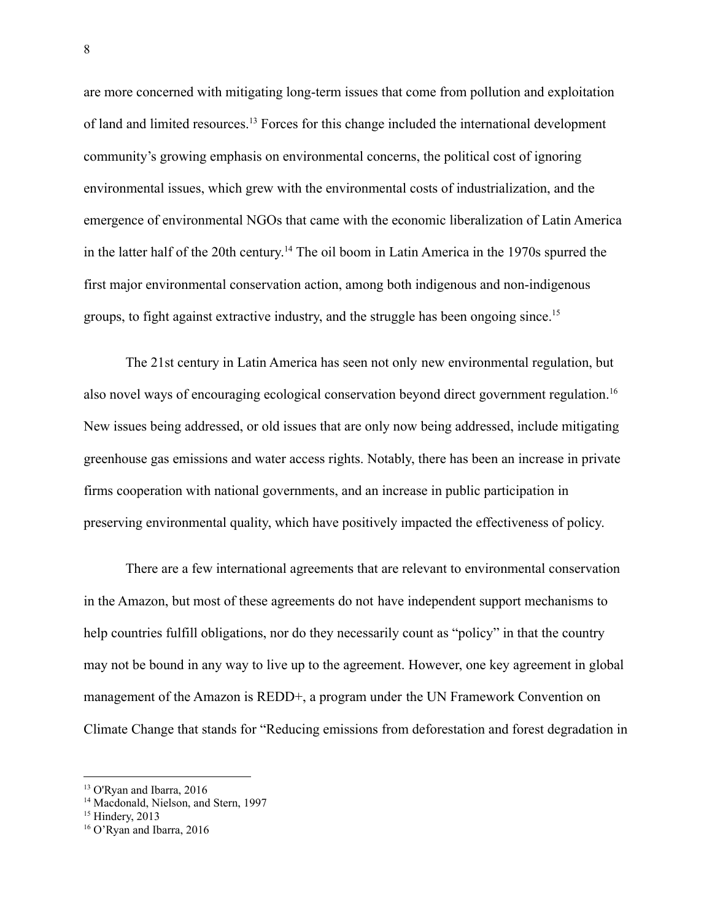are more concerned with mitigating long-term issues that come from pollution and exploitation of land and limited resources.[13] Forces for this change included the international development community's growing emphasis on environmental concerns, the political cost of ignoring environmental issues, which grew with the environmental costs of industrialization, and the emergence of environmental NGOs that came with the economic liberalization of Latin America in the latter half of the 20th century.[14] The oil boom in Latin America in the 1970s spurred the first major environmental conservation action, among both indigenous and non-indigenous groups, to fight against extractive industry, and the struggle has been ongoing since.[15]

The 21st century in Latin America has seen not only new environmental regulation, but also novel ways of encouraging ecological conservation beyond direct government regulation.[16] New issues being addressed, or old issues that are only now being addressed, include mitigating greenhouse gas emissions and water access rights. Notably, there has been an increase in private firms cooperation with national governments, and an increase in public participation in preserving environmental quality, which have positively impacted the effectiveness of policy.

There are a few international agreements that are relevant to environmental conservation in the Amazon, but most of these agreements do not have independent support mechanisms to help countries fulfill obligations, nor do they necessarily count as "policy" in that the country may not be bound in any way to live up to the agreement. However, one key agreement in global management of the Amazon is REDD+, a program under the UN Framework Convention on Climate Change that stands for "Reducing emissions from deforestation and forest degradation in

[13] O'Ryan and Ibarra, 2016
[14] Macdonald, Nielson, and Stern, 1997
[15] Hindery, 2013
[16] O'Ryan and Ibarra, 2016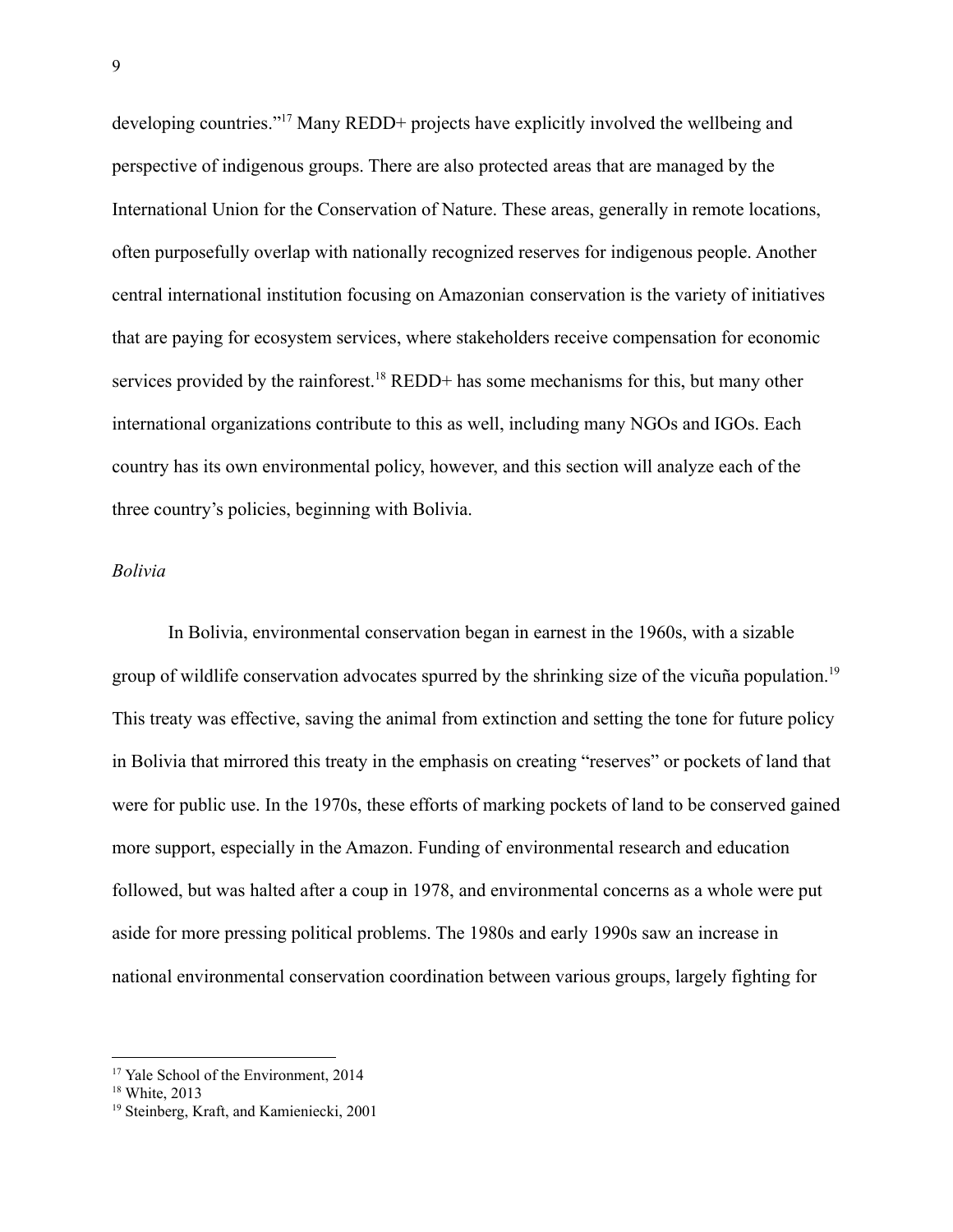developing countries."[17] Many REDD+ projects have explicitly involved the wellbeing and perspective of indigenous groups. There are also protected areas that are managed by the International Union for the Conservation of Nature. These areas, generally in remote locations, often purposefully overlap with nationally recognized reserves for indigenous people. Another central international institution focusing on Amazonian conservation is the variety of initiatives that are paying for ecosystem services, where stakeholders receive compensation for economic services provided by the rainforest.[18] REDD+ has some mechanisms for this, but many other international organizations contribute to this as well, including many NGOs and IGOs. Each country has its own environmental policy, however, and this section will analyze each of the three country's policies, beginning with Bolivia.

*Bolivia*

In Bolivia, environmental conservation began in earnest in the 1960s, with a sizable group of wildlife conservation advocates spurred by the shrinking size of the vicuña population.[19] This treaty was effective, saving the animal from extinction and setting the tone for future policy in Bolivia that mirrored this treaty in the emphasis on creating "reserves" or pockets of land that were for public use. In the 1970s, these efforts of marking pockets of land to be conserved gained more support, especially in the Amazon. Funding of environmental research and education followed, but was halted after a coup in 1978, and environmental concerns as a whole were put aside for more pressing political problems. The 1980s and early 1990s saw an increase in national environmental conservation coordination between various groups, largely fighting for

[17] Yale School of the Environment, 2014

[18] White, 2013

[19] Steinberg, Kraft, and Kamieniecki, 2001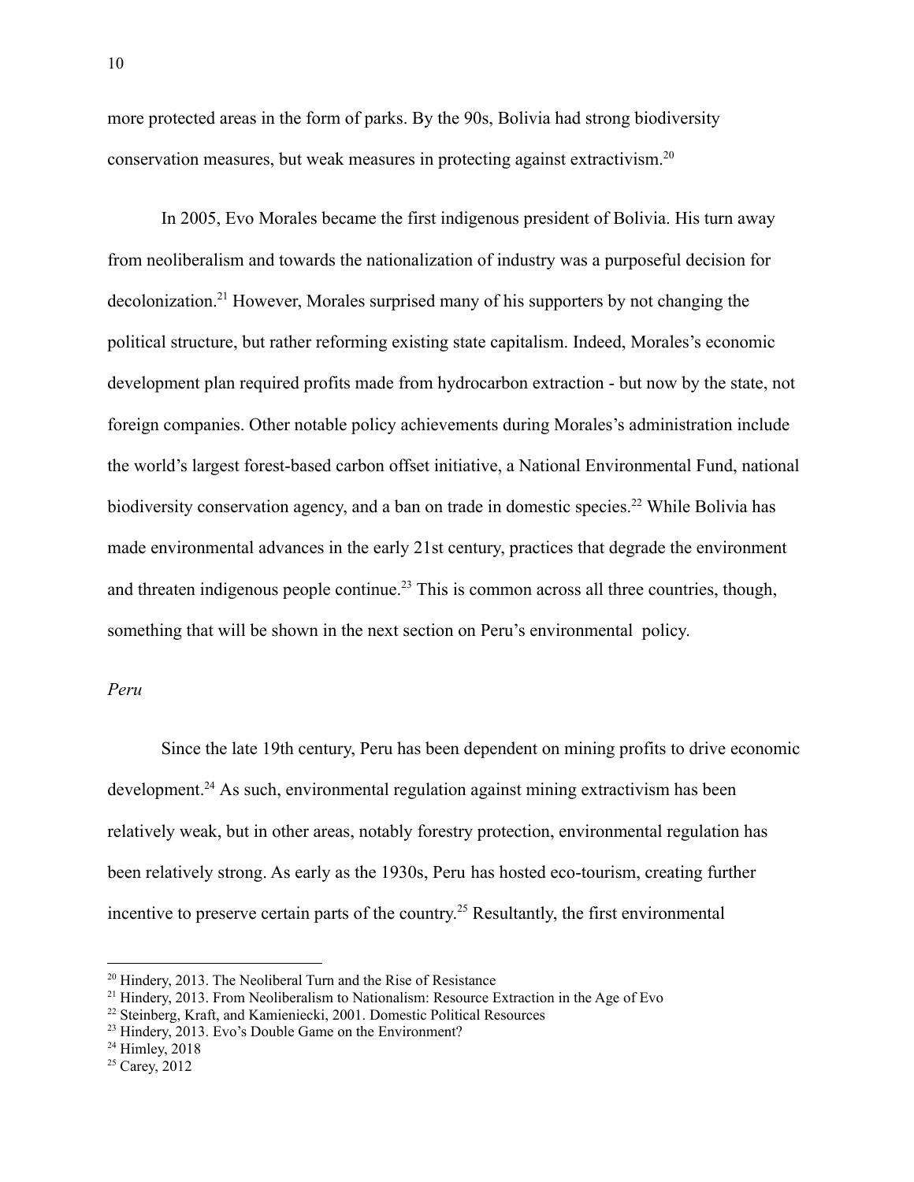more protected areas in the form of parks. By the 90s, Bolivia had strong biodiversity conservation measures, but weak measures in protecting against extractivism.[20]

In 2005, Evo Morales became the first indigenous president of Bolivia. His turn away from neoliberalism and towards the nationalization of industry was a purposeful decision for decolonization.[21] However, Morales surprised many of his supporters by not changing the political structure, but rather reforming existing state capitalism. Indeed, Morales's economic development plan required profits made from hydrocarbon extraction - but now by the state, not foreign companies. Other notable policy achievements during Morales's administration include the world's largest forest-based carbon offset initiative, a National Environmental Fund, national biodiversity conservation agency, and a ban on trade in domestic species.[22] While Bolivia has made environmental advances in the early 21st century, practices that degrade the environment and threaten indigenous people continue.[23] This is common across all three countries, though, something that will be shown in the next section on Peru's environmental policy.

*Peru*

Since the late 19th century, Peru has been dependent on mining profits to drive economic development.[24] As such, environmental regulation against mining extractivism has been relatively weak, but in other areas, notably forestry protection, environmental regulation has been relatively strong. As early as the 1930s, Peru has hosted eco-tourism, creating further incentive to preserve certain parts of the country.[25] Resultantly, the first environmental

---

[20] Hindery, 2013. The Neoliberal Turn and the Rise of Resistance

[21] Hindery, 2013. From Neoliberalism to Nationalism: Resource Extraction in the Age of Evo

[22] Steinberg, Kraft, and Kamieniecki, 2001. Domestic Political Resources

[23] Hindery, 2013. Evo's Double Game on the Environment?

[24] Himley, 2018

[25] Carey, 2012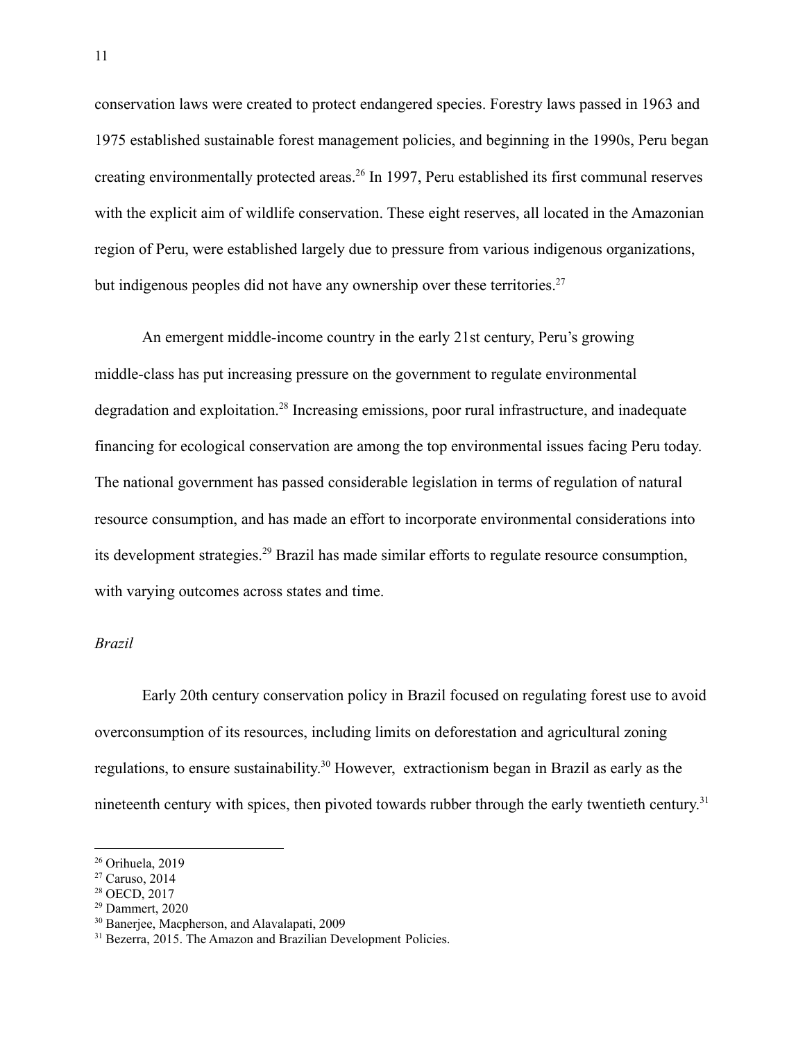conservation laws were created to protect endangered species. Forestry laws passed in 1963 and 1975 established sustainable forest management policies, and beginning in the 1990s, Peru began creating environmentally protected areas.[26] In 1997, Peru established its first communal reserves with the explicit aim of wildlife conservation. These eight reserves, all located in the Amazonian region of Peru, were established largely due to pressure from various indigenous organizations, but indigenous peoples did not have any ownership over these territories.[27]

An emergent middle-income country in the early 21st century, Peru's growing middle-class has put increasing pressure on the government to regulate environmental degradation and exploitation.[28] Increasing emissions, poor rural infrastructure, and inadequate financing for ecological conservation are among the top environmental issues facing Peru today. The national government has passed considerable legislation in terms of regulation of natural resource consumption, and has made an effort to incorporate environmental considerations into its development strategies.[29] Brazil has made similar efforts to regulate resource consumption, with varying outcomes across states and time.

*Brazil*

Early 20th century conservation policy in Brazil focused on regulating forest use to avoid overconsumption of its resources, including limits on deforestation and agricultural zoning regulations, to ensure sustainability.[30] However, extractionism began in Brazil as early as the nineteenth century with spices, then pivoted towards rubber through the early twentieth century.[31]

---

[26] Orihuela, 2019

[27] Caruso, 2014

[28] OECD, 2017

[29] Dammert, 2020

[30] Banerjee, Macpherson, and Alavalapati, 2009

[31] Bezerra, 2015. The Amazon and Brazilian Development Policies.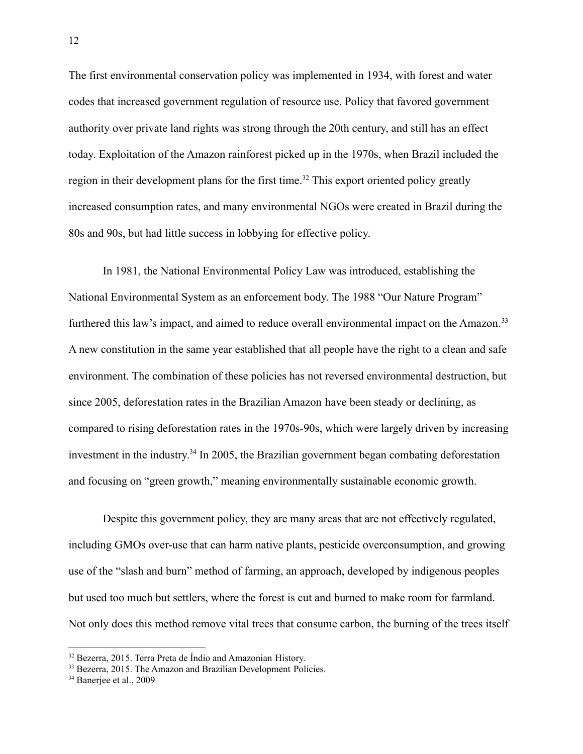The first environmental conservation policy was implemented in 1934, with forest and water codes that increased government regulation of resource use. Policy that favored government authority over private land rights was strong through the 20th century, and still has an effect today. Exploitation of the Amazon rainforest picked up in the 1970s, when Brazil included the region in their development plans for the first time.[32] This export oriented policy greatly increased consumption rates, and many environmental NGOs were created in Brazil during the 80s and 90s, but had little success in lobbying for effective policy.

In 1981, the National Environmental Policy Law was introduced, establishing the National Environmental System as an enforcement body. The 1988 "Our Nature Program" furthered this law's impact, and aimed to reduce overall environmental impact on the Amazon.[33] A new constitution in the same year established that all people have the right to a clean and safe environment. The combination of these policies has not reversed environmental destruction, but since 2005, deforestation rates in the Brazilian Amazon have been steady or declining, as compared to rising deforestation rates in the 1970s-90s, which were largely driven by increasing investment in the industry.[34] In 2005, the Brazilian government began combating deforestation and focusing on "green growth," meaning environmentally sustainable economic growth.

Despite this government policy, they are many areas that are not effectively regulated, including GMOs over-use that can harm native plants, pesticide overconsumption, and growing use of the "slash and burn" method of farming, an approach, developed by indigenous peoples but used too much but settlers, where the forest is cut and burned to make room for farmland. Not only does this method remove vital trees that consume carbon, the burning of the trees itself

[32] Bezerra, 2015. Terra Preta de Índio and Amazonian History.
[33] Bezerra, 2015. The Amazon and Brazilian Development Policies.
[34] Banerjee et al., 2009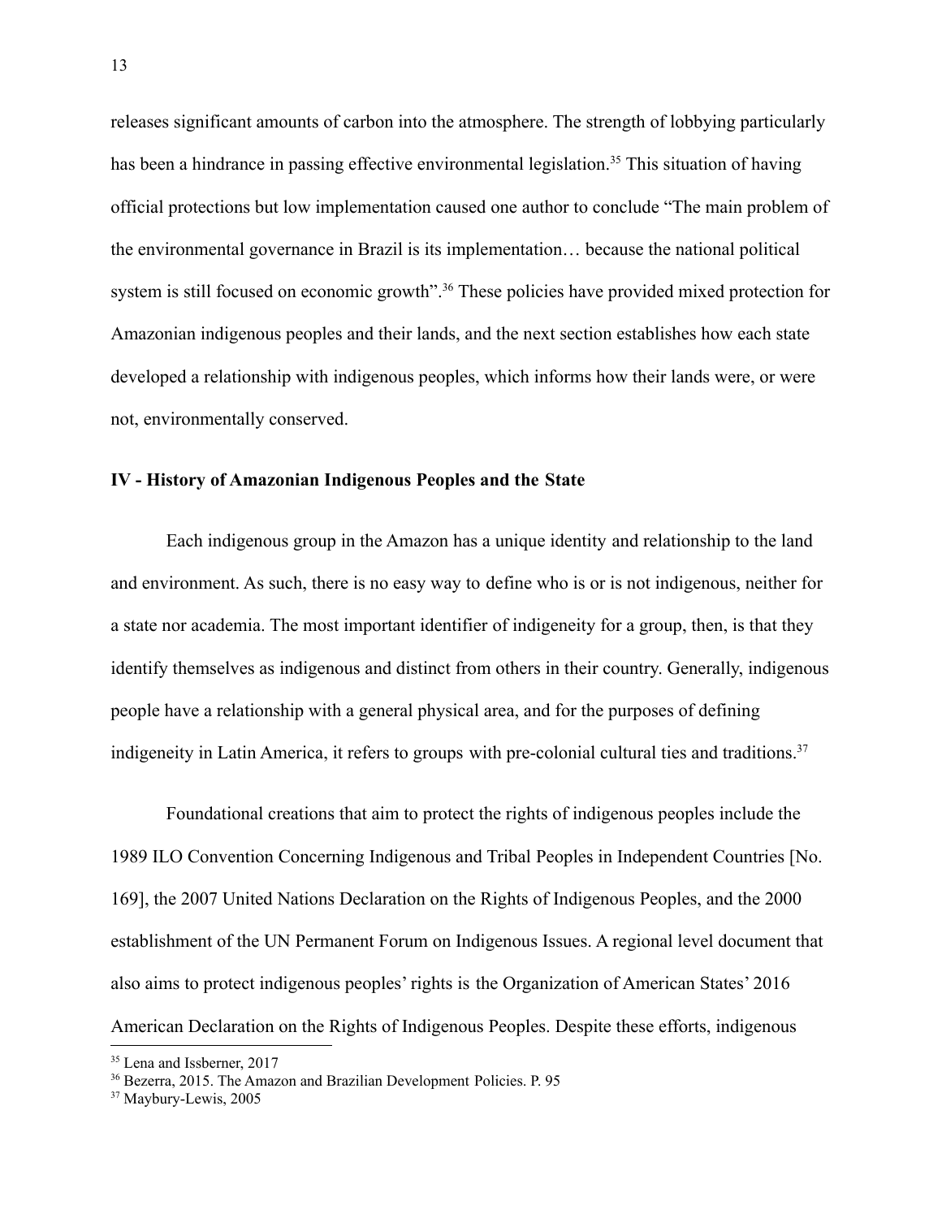releases significant amounts of carbon into the atmosphere. The strength of lobbying particularly has been a hindrance in passing effective environmental legislation.[35] This situation of having official protections but low implementation caused one author to conclude "The main problem of the environmental governance in Brazil is its implementation… because the national political system is still focused on economic growth".[36] These policies have provided mixed protection for Amazonian indigenous peoples and their lands, and the next section establishes how each state developed a relationship with indigenous peoples, which informs how their lands were, or were not, environmentally conserved.

## IV - History of Amazonian Indigenous Peoples and the State

Each indigenous group in the Amazon has a unique identity and relationship to the land and environment. As such, there is no easy way to define who is or is not indigenous, neither for a state nor academia. The most important identifier of indigeneity for a group, then, is that they identify themselves as indigenous and distinct from others in their country. Generally, indigenous people have a relationship with a general physical area, and for the purposes of defining indigeneity in Latin America, it refers to groups with pre-colonial cultural ties and traditions.[37]

Foundational creations that aim to protect the rights of indigenous peoples include the 1989 ILO Convention Concerning Indigenous and Tribal Peoples in Independent Countries [No. 169], the 2007 United Nations Declaration on the Rights of Indigenous Peoples, and the 2000 establishment of the UN Permanent Forum on Indigenous Issues. A regional level document that also aims to protect indigenous peoples' rights is the Organization of American States' 2016 American Declaration on the Rights of Indigenous Peoples. Despite these efforts, indigenous

---

[35] Lena and Issberner, 2017

[36] Bezerra, 2015. The Amazon and Brazilian Development Policies. P. 95

[37] Maybury-Lewis, 2005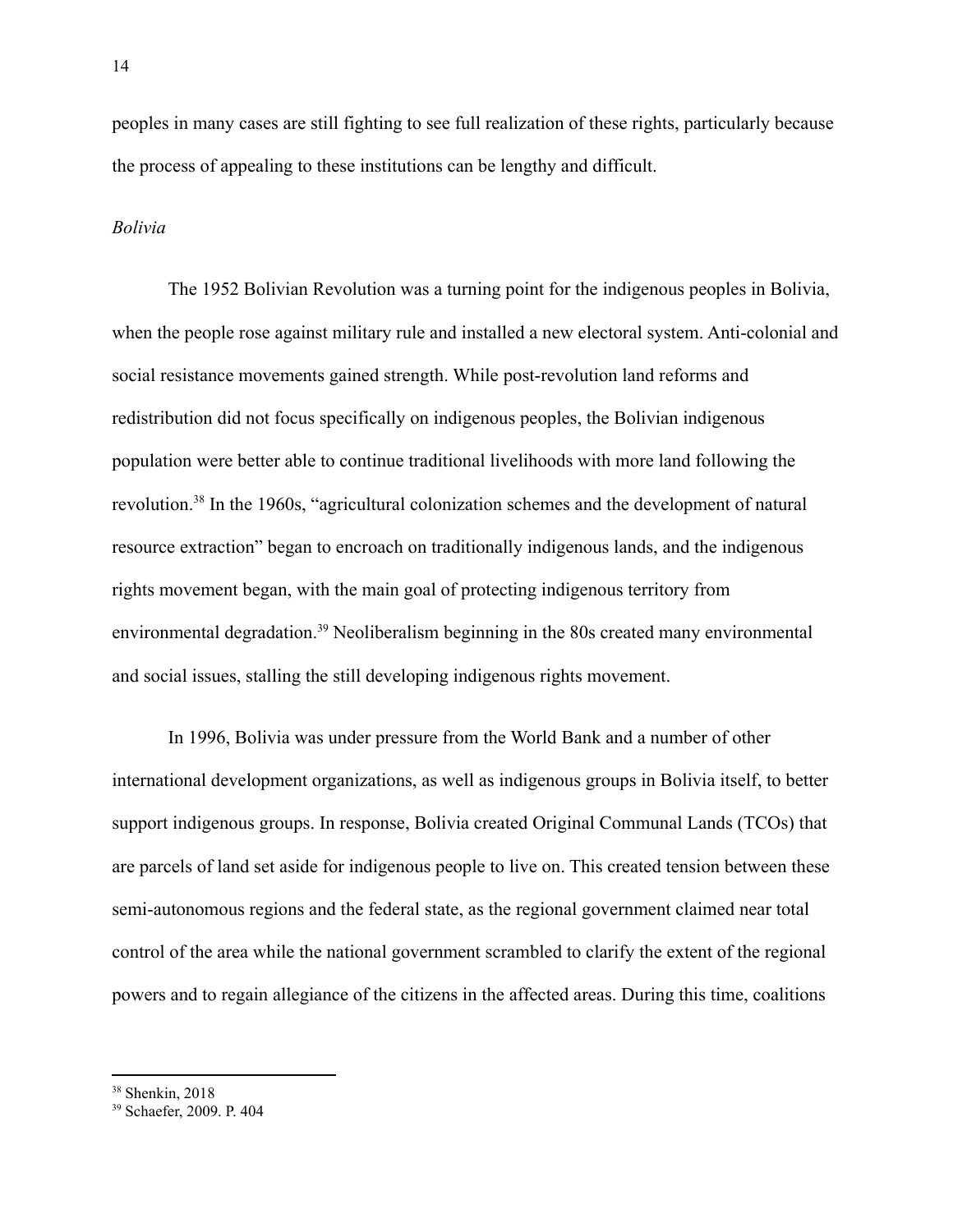peoples in many cases are still fighting to see full realization of these rights, particularly because the process of appealing to these institutions can be lengthy and difficult.

*Bolivia*

The 1952 Bolivian Revolution was a turning point for the indigenous peoples in Bolivia, when the people rose against military rule and installed a new electoral system. Anti-colonial and social resistance movements gained strength. While post-revolution land reforms and redistribution did not focus specifically on indigenous peoples, the Bolivian indigenous population were better able to continue traditional livelihoods with more land following the revolution.[38] In the 1960s, "agricultural colonization schemes and the development of natural resource extraction" began to encroach on traditionally indigenous lands, and the indigenous rights movement began, with the main goal of protecting indigenous territory from environmental degradation.[39] Neoliberalism beginning in the 80s created many environmental and social issues, stalling the still developing indigenous rights movement.

In 1996, Bolivia was under pressure from the World Bank and a number of other international development organizations, as well as indigenous groups in Bolivia itself, to better support indigenous groups. In response, Bolivia created Original Communal Lands (TCOs) that are parcels of land set aside for indigenous people to live on. This created tension between these semi-autonomous regions and the federal state, as the regional government claimed near total control of the area while the national government scrambled to clarify the extent of the regional powers and to regain allegiance of the citizens in the affected areas. During this time, coalitions

[38] Shenkin, 2018

[39] Schaefer, 2009. P. 404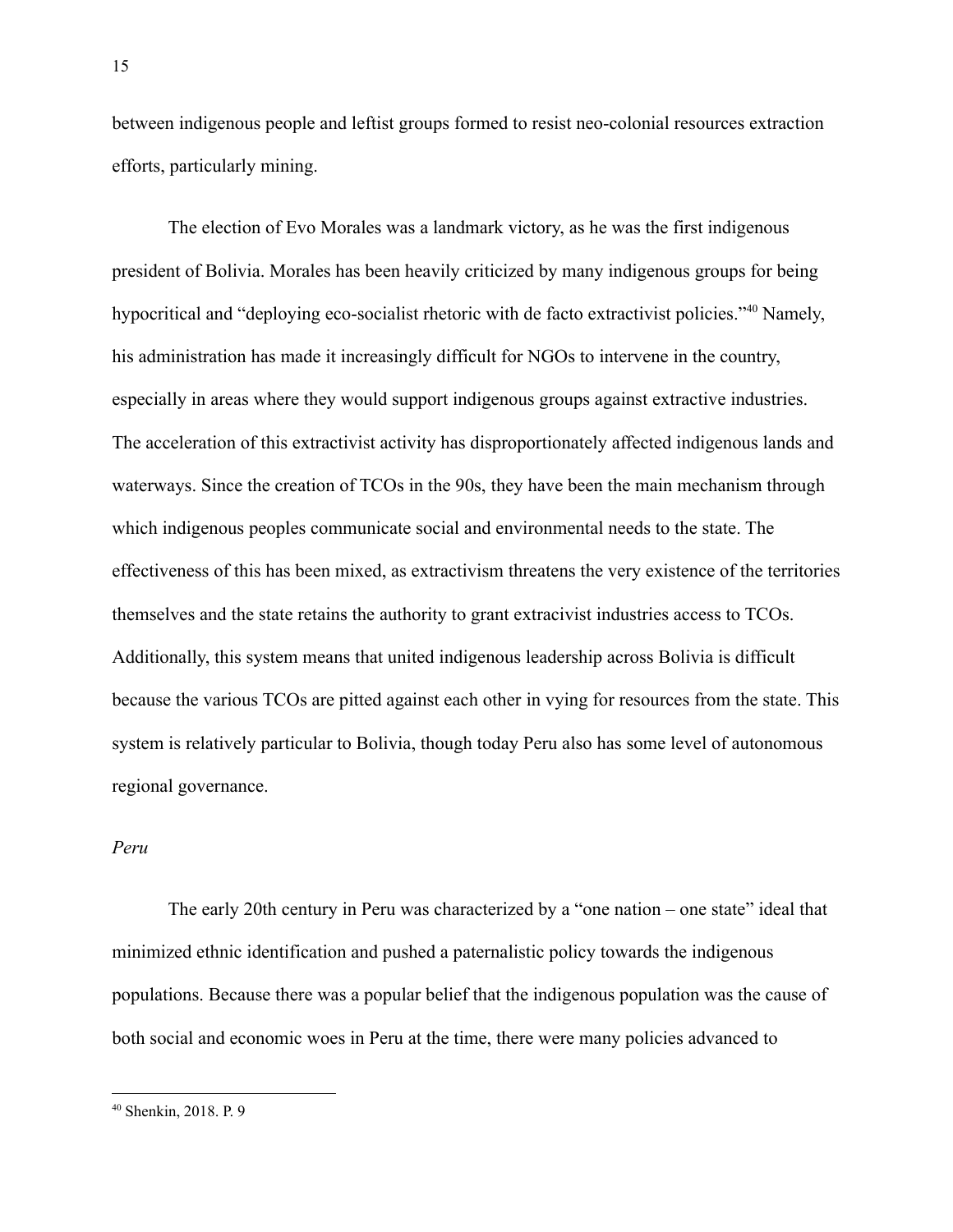between indigenous people and leftist groups formed to resist neo-colonial resources extraction efforts, particularly mining.

The election of Evo Morales was a landmark victory, as he was the first indigenous president of Bolivia. Morales has been heavily criticized by many indigenous groups for being hypocritical and "deploying eco-socialist rhetoric with de facto extractivist policies."[40] Namely, his administration has made it increasingly difficult for NGOs to intervene in the country, especially in areas where they would support indigenous groups against extractive industries. The acceleration of this extractivist activity has disproportionately affected indigenous lands and waterways. Since the creation of TCOs in the 90s, they have been the main mechanism through which indigenous peoples communicate social and environmental needs to the state. The effectiveness of this has been mixed, as extractivism threatens the very existence of the territories themselves and the state retains the authority to grant extracivist industries access to TCOs. Additionally, this system means that united indigenous leadership across Bolivia is difficult because the various TCOs are pitted against each other in vying for resources from the state. This system is relatively particular to Bolivia, though today Peru also has some level of autonomous regional governance.

*Peru*

The early 20th century in Peru was characterized by a "one nation – one state" ideal that minimized ethnic identification and pushed a paternalistic policy towards the indigenous populations. Because there was a popular belief that the indigenous population was the cause of both social and economic woes in Peru at the time, there were many policies advanced to

---

[40] Shenkin, 2018. P. 9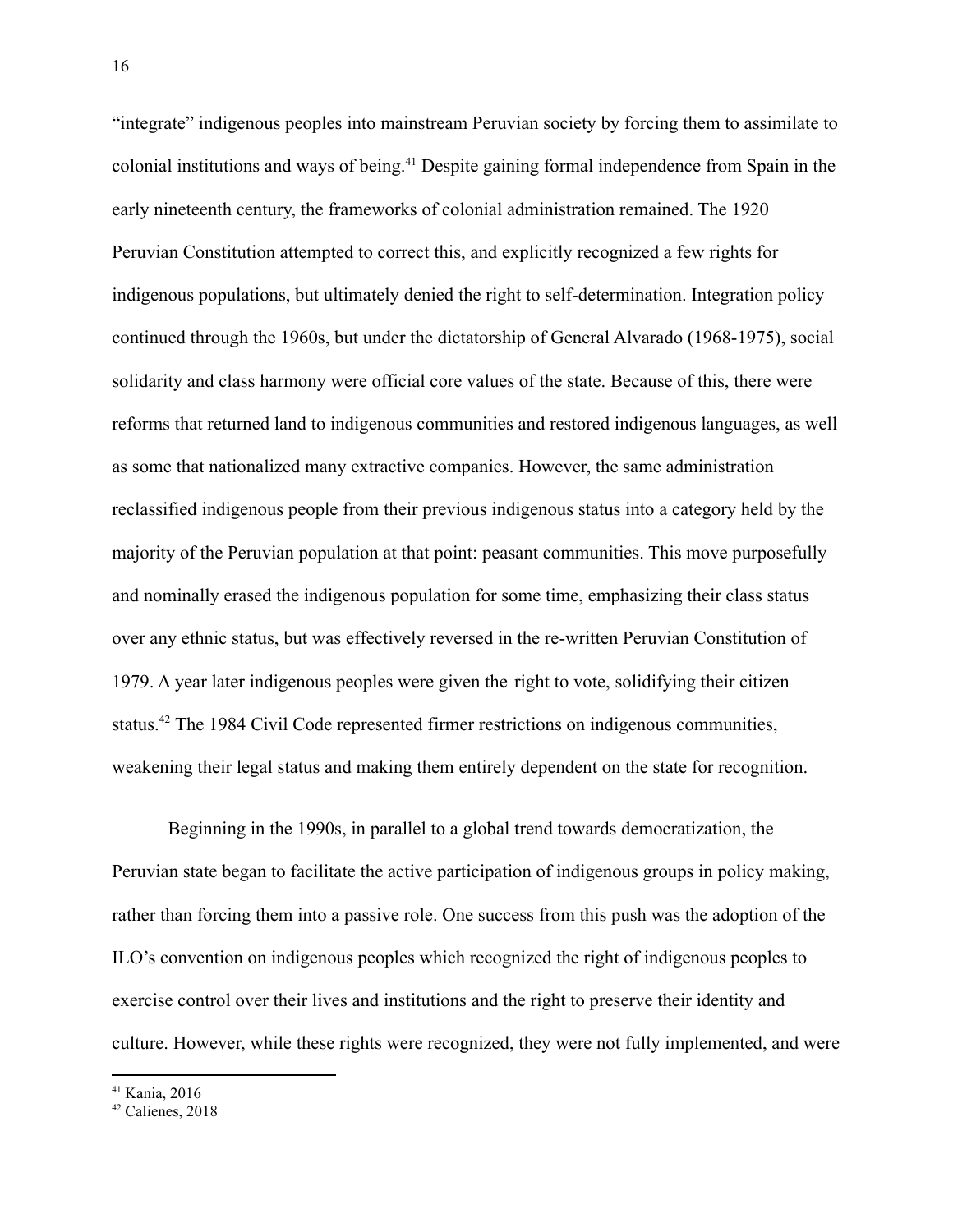“integrate” indigenous peoples into mainstream Peruvian society by forcing them to assimilate to colonial institutions and ways of being.[41] Despite gaining formal independence from Spain in the early nineteenth century, the frameworks of colonial administration remained. The 1920 Peruvian Constitution attempted to correct this, and explicitly recognized a few rights for indigenous populations, but ultimately denied the right to self-determination. Integration policy continued through the 1960s, but under the dictatorship of General Alvarado (1968-1975), social solidarity and class harmony were official core values of the state. Because of this, there were reforms that returned land to indigenous communities and restored indigenous languages, as well as some that nationalized many extractive companies. However, the same administration reclassified indigenous people from their previous indigenous status into a category held by the majority of the Peruvian population at that point: peasant communities. This move purposefully and nominally erased the indigenous population for some time, emphasizing their class status over any ethnic status, but was effectively reversed in the re-written Peruvian Constitution of 1979. A year later indigenous peoples were given the right to vote, solidifying their citizen status.[42] The 1984 Civil Code represented firmer restrictions on indigenous communities, weakening their legal status and making them entirely dependent on the state for recognition.

Beginning in the 1990s, in parallel to a global trend towards democratization, the Peruvian state began to facilitate the active participation of indigenous groups in policy making, rather than forcing them into a passive role. One success from this push was the adoption of the ILO’s convention on indigenous peoples which recognized the right of indigenous peoples to exercise control over their lives and institutions and the right to preserve their identity and culture. However, while these rights were recognized, they were not fully implemented, and were

[41] Kania, 2016

[42] Calienes, 2018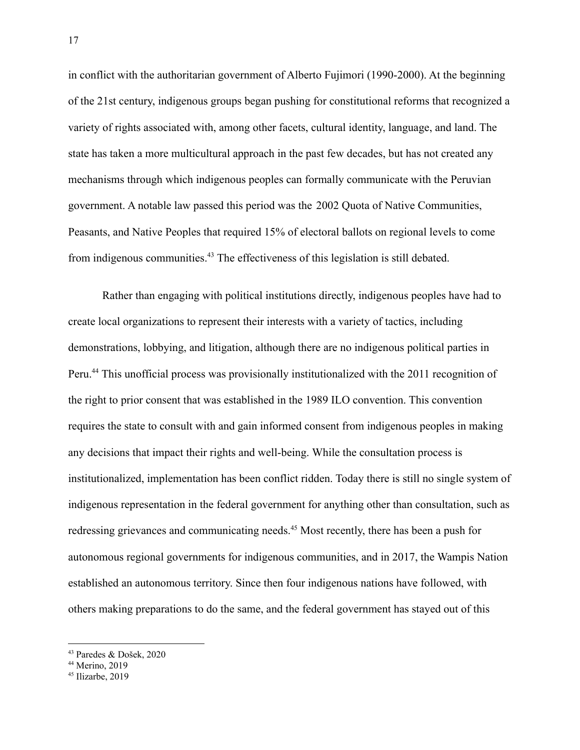in conflict with the authoritarian government of Alberto Fujimori (1990-2000). At the beginning of the 21st century, indigenous groups began pushing for constitutional reforms that recognized a variety of rights associated with, among other facets, cultural identity, language, and land. The state has taken a more multicultural approach in the past few decades, but has not created any mechanisms through which indigenous peoples can formally communicate with the Peruvian government. A notable law passed this period was the 2002 Quota of Native Communities, Peasants, and Native Peoples that required 15% of electoral ballots on regional levels to come from indigenous communities.[43] The effectiveness of this legislation is still debated.

Rather than engaging with political institutions directly, indigenous peoples have had to create local organizations to represent their interests with a variety of tactics, including demonstrations, lobbying, and litigation, although there are no indigenous political parties in Peru.[44] This unofficial process was provisionally institutionalized with the 2011 recognition of the right to prior consent that was established in the 1989 ILO convention. This convention requires the state to consult with and gain informed consent from indigenous peoples in making any decisions that impact their rights and well-being. While the consultation process is institutionalized, implementation has been conflict ridden. Today there is still no single system of indigenous representation in the federal government for anything other than consultation, such as redressing grievances and communicating needs.[45] Most recently, there has been a push for autonomous regional governments for indigenous communities, and in 2017, the Wampis Nation established an autonomous territory. Since then four indigenous nations have followed, with others making preparations to do the same, and the federal government has stayed out of this

---

[43] Paredes & Došek, 2020

[44] Merino, 2019

[45] Ilizarbe, 2019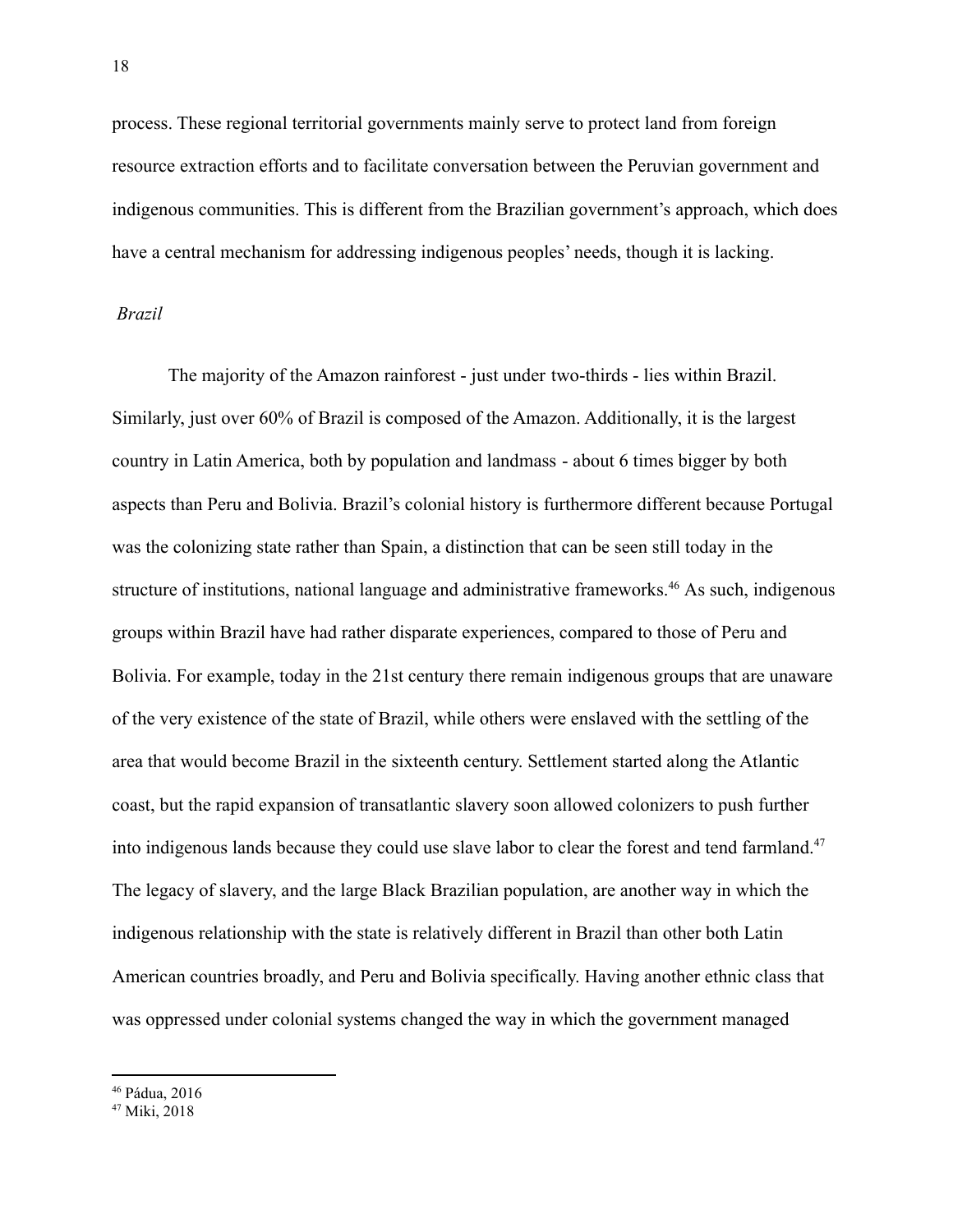process. These regional territorial governments mainly serve to protect land from foreign resource extraction efforts and to facilitate conversation between the Peruvian government and indigenous communities. This is different from the Brazilian government's approach, which does have a central mechanism for addressing indigenous peoples' needs, though it is lacking.

*Brazil*

The majority of the Amazon rainforest - just under two-thirds - lies within Brazil. Similarly, just over 60% of Brazil is composed of the Amazon. Additionally, it is the largest country in Latin America, both by population and landmass - about 6 times bigger by both aspects than Peru and Bolivia. Brazil's colonial history is furthermore different because Portugal was the colonizing state rather than Spain, a distinction that can be seen still today in the structure of institutions, national language and administrative frameworks.[46] As such, indigenous groups within Brazil have had rather disparate experiences, compared to those of Peru and Bolivia. For example, today in the 21st century there remain indigenous groups that are unaware of the very existence of the state of Brazil, while others were enslaved with the settling of the area that would become Brazil in the sixteenth century. Settlement started along the Atlantic coast, but the rapid expansion of transatlantic slavery soon allowed colonizers to push further into indigenous lands because they could use slave labor to clear the forest and tend farmland.[47] The legacy of slavery, and the large Black Brazilian population, are another way in which the indigenous relationship with the state is relatively different in Brazil than other both Latin American countries broadly, and Peru and Bolivia specifically. Having another ethnic class that was oppressed under colonial systems changed the way in which the government managed

[46] Pádua, 2016

[47] Miki, 2018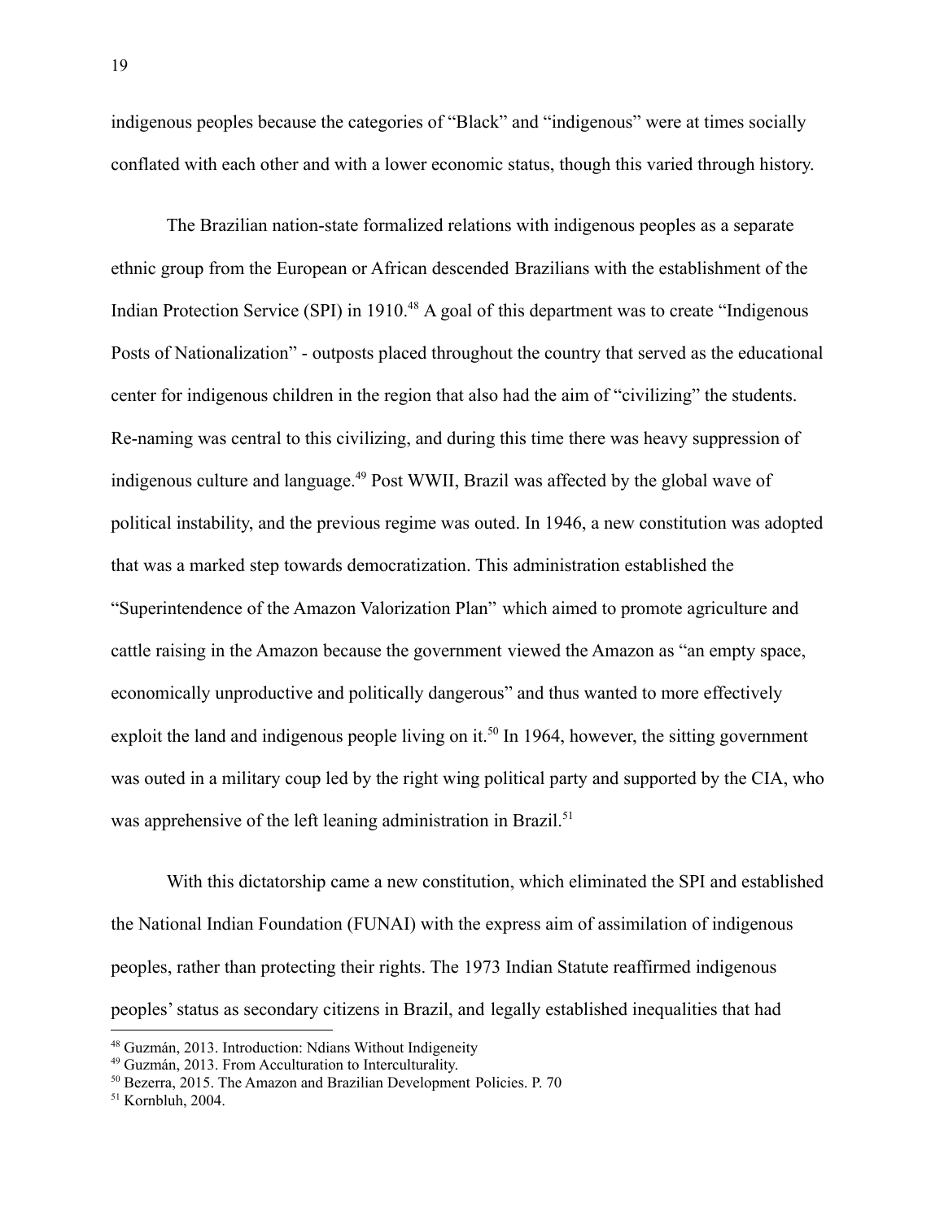indigenous peoples because the categories of "Black" and "indigenous" were at times socially conflated with each other and with a lower economic status, though this varied through history.

The Brazilian nation-state formalized relations with indigenous peoples as a separate ethnic group from the European or African descended Brazilians with the establishment of the Indian Protection Service (SPI) in 1910.[48] A goal of this department was to create "Indigenous Posts of Nationalization" - outposts placed throughout the country that served as the educational center for indigenous children in the region that also had the aim of "civilizing" the students. Re-naming was central to this civilizing, and during this time there was heavy suppression of indigenous culture and language.[49] Post WWII, Brazil was affected by the global wave of political instability, and the previous regime was outed. In 1946, a new constitution was adopted that was a marked step towards democratization. This administration established the "Superintendence of the Amazon Valorization Plan" which aimed to promote agriculture and cattle raising in the Amazon because the government viewed the Amazon as "an empty space, economically unproductive and politically dangerous" and thus wanted to more effectively exploit the land and indigenous people living on it.[50] In 1964, however, the sitting government was outed in a military coup led by the right wing political party and supported by the CIA, who was apprehensive of the left leaning administration in Brazil.[51]

With this dictatorship came a new constitution, which eliminated the SPI and established the National Indian Foundation (FUNAI) with the express aim of assimilation of indigenous peoples, rather than protecting their rights. The 1973 Indian Statute reaffirmed indigenous peoples' status as secondary citizens in Brazil, and legally established inequalities that had

---

[48] Guzmán, 2013. Introduction: Ndians Without Indigeneity

[49] Guzmán, 2013. From Acculturation to Interculturality.

[50] Bezerra, 2015. The Amazon and Brazilian Development Policies. P. 70

[51] Kornbluh, 2004.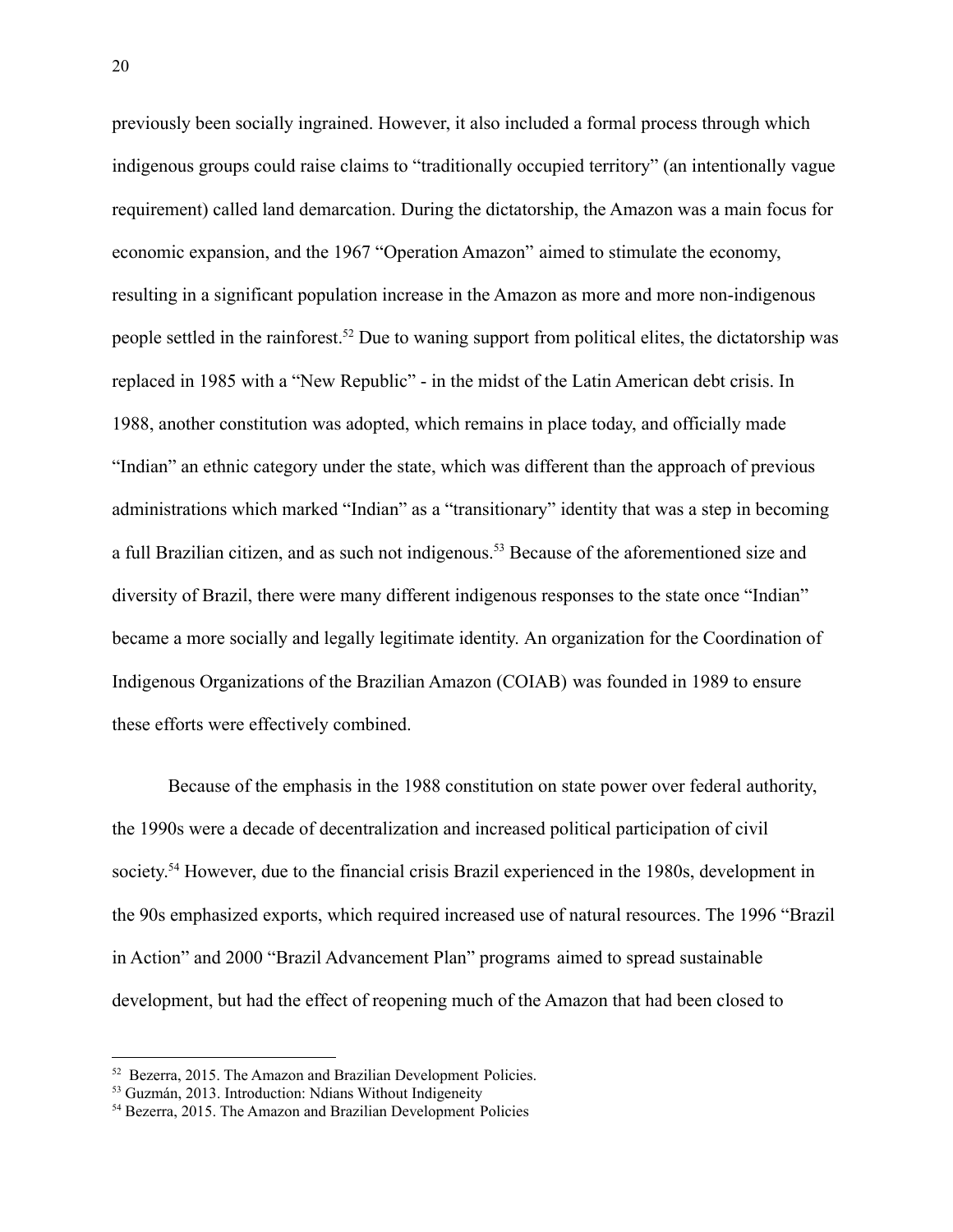previously been socially ingrained. However, it also included a formal process through which indigenous groups could raise claims to "traditionally occupied territory" (an intentionally vague requirement) called land demarcation. During the dictatorship, the Amazon was a main focus for economic expansion, and the 1967 "Operation Amazon" aimed to stimulate the economy, resulting in a significant population increase in the Amazon as more and more non-indigenous people settled in the rainforest.[52] Due to waning support from political elites, the dictatorship was replaced in 1985 with a "New Republic" - in the midst of the Latin American debt crisis. In 1988, another constitution was adopted, which remains in place today, and officially made "Indian" an ethnic category under the state, which was different than the approach of previous administrations which marked "Indian" as a "transitionary" identity that was a step in becoming a full Brazilian citizen, and as such not indigenous.[53] Because of the aforementioned size and diversity of Brazil, there were many different indigenous responses to the state once "Indian" became a more socially and legally legitimate identity. An organization for the Coordination of Indigenous Organizations of the Brazilian Amazon (COIAB) was founded in 1989 to ensure these efforts were effectively combined.

Because of the emphasis in the 1988 constitution on state power over federal authority, the 1990s were a decade of decentralization and increased political participation of civil society.[54] However, due to the financial crisis Brazil experienced in the 1980s, development in the 90s emphasized exports, which required increased use of natural resources. The 1996 "Brazil in Action" and 2000 "Brazil Advancement Plan" programs aimed to spread sustainable development, but had the effect of reopening much of the Amazon that had been closed to

---

[52] Bezerra, 2015. The Amazon and Brazilian Development Policies.

[53] Guzmán, 2013. Introduction: Ndians Without Indigeneity

[54] Bezerra, 2015. The Amazon and Brazilian Development Policies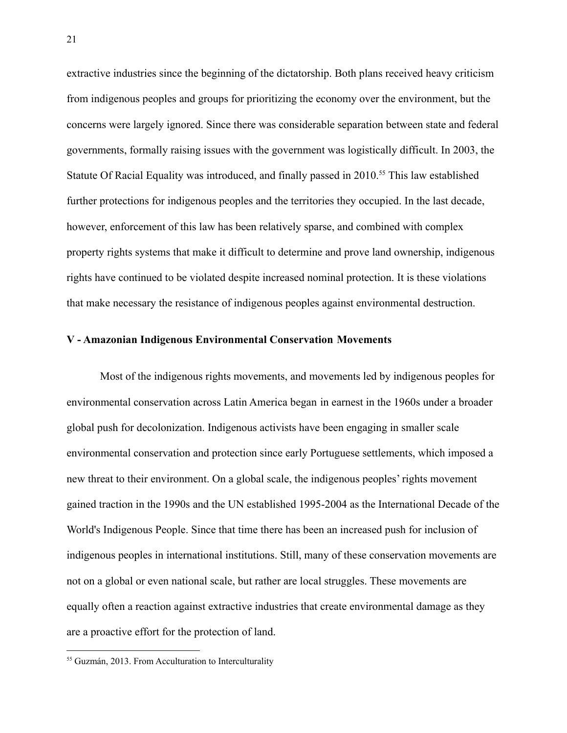extractive industries since the beginning of the dictatorship. Both plans received heavy criticism from indigenous peoples and groups for prioritizing the economy over the environment, but the concerns were largely ignored. Since there was considerable separation between state and federal governments, formally raising issues with the government was logistically difficult. In 2003, the Statute Of Racial Equality was introduced, and finally passed in 2010.[55] This law established further protections for indigenous peoples and the territories they occupied. In the last decade, however, enforcement of this law has been relatively sparse, and combined with complex property rights systems that make it difficult to determine and prove land ownership, indigenous rights have continued to be violated despite increased nominal protection. It is these violations that make necessary the resistance of indigenous peoples against environmental destruction.

## V - Amazonian Indigenous Environmental Conservation Movements

Most of the indigenous rights movements, and movements led by indigenous peoples for environmental conservation across Latin America began in earnest in the 1960s under a broader global push for decolonization. Indigenous activists have been engaging in smaller scale environmental conservation and protection since early Portuguese settlements, which imposed a new threat to their environment. On a global scale, the indigenous peoples' rights movement gained traction in the 1990s and the UN established 1995-2004 as the International Decade of the World's Indigenous People. Since that time there has been an increased push for inclusion of indigenous peoples in international institutions. Still, many of these conservation movements are not on a global or even national scale, but rather are local struggles. These movements are equally often a reaction against extractive industries that create environmental damage as they are a proactive effort for the protection of land.

[55] Guzmán, 2013. From Acculturation to Interculturality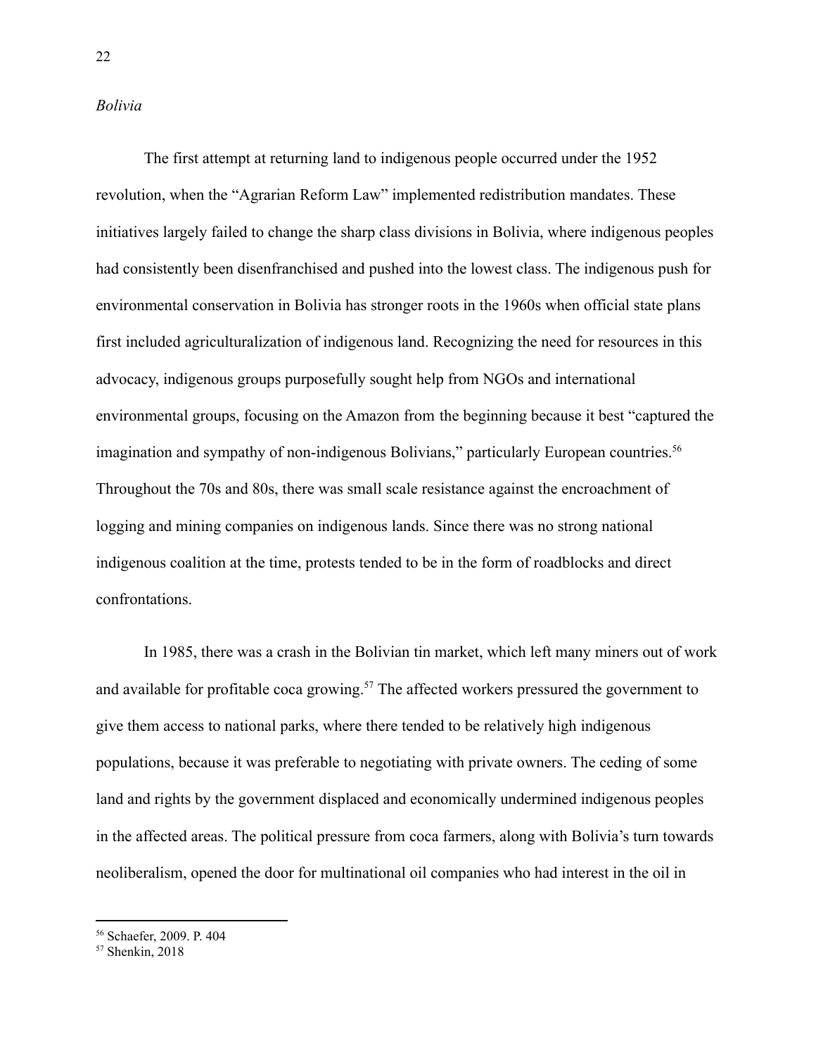*Bolivia*

The first attempt at returning land to indigenous people occurred under the 1952 revolution, when the "Agrarian Reform Law" implemented redistribution mandates. These initiatives largely failed to change the sharp class divisions in Bolivia, where indigenous peoples had consistently been disenfranchised and pushed into the lowest class. The indigenous push for environmental conservation in Bolivia has stronger roots in the 1960s when official state plans first included agriculturalization of indigenous land. Recognizing the need for resources in this advocacy, indigenous groups purposefully sought help from NGOs and international environmental groups, focusing on the Amazon from the beginning because it best "captured the imagination and sympathy of non-indigenous Bolivians," particularly European countries.[56] Throughout the 70s and 80s, there was small scale resistance against the encroachment of logging and mining companies on indigenous lands. Since there was no strong national indigenous coalition at the time, protests tended to be in the form of roadblocks and direct confrontations.

In 1985, there was a crash in the Bolivian tin market, which left many miners out of work and available for profitable coca growing.[57] The affected workers pressured the government to give them access to national parks, where there tended to be relatively high indigenous populations, because it was preferable to negotiating with private owners. The ceding of some land and rights by the government displaced and economically undermined indigenous peoples in the affected areas. The political pressure from coca farmers, along with Bolivia's turn towards neoliberalism, opened the door for multinational oil companies who had interest in the oil in

[56] Schaefer, 2009. P. 404

[57] Shenkin, 2018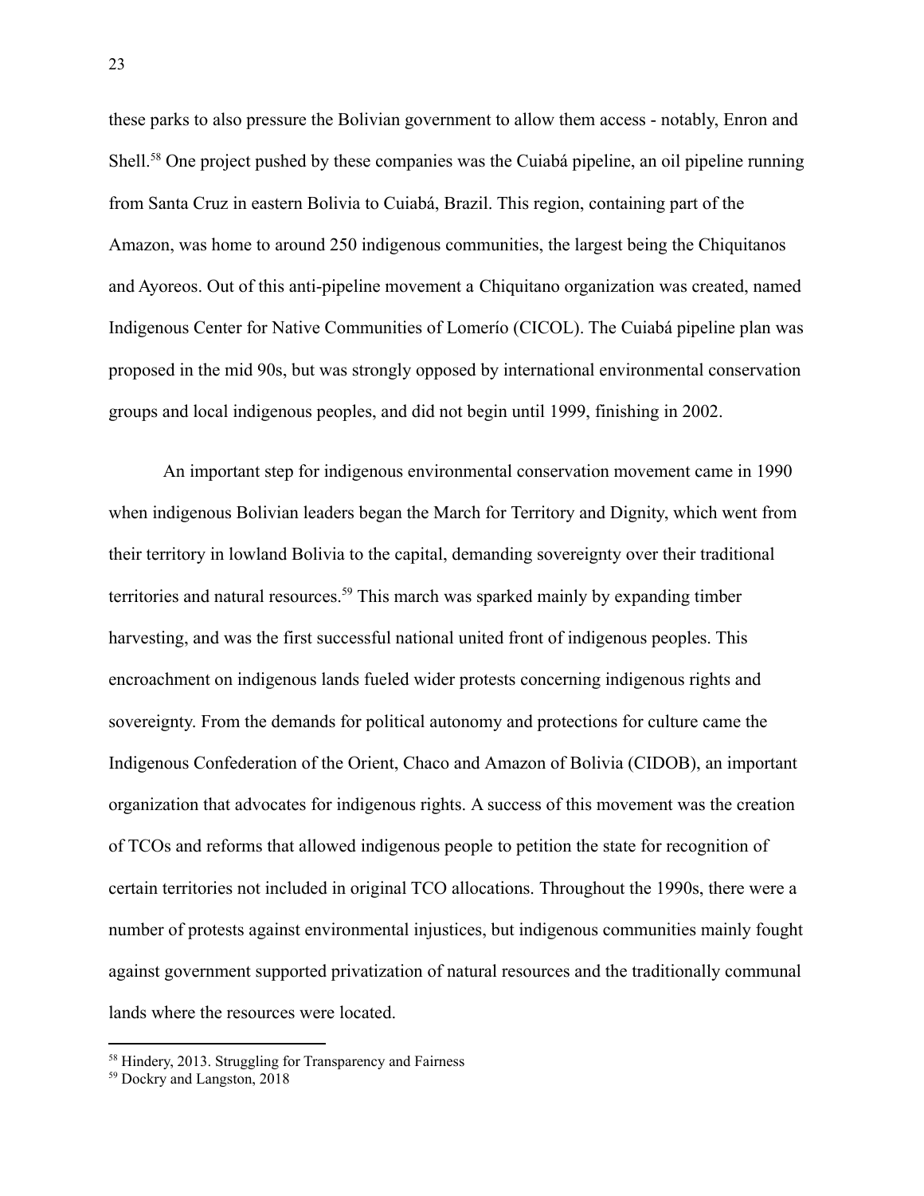these parks to also pressure the Bolivian government to allow them access - notably, Enron and Shell.[58] One project pushed by these companies was the Cuiabá pipeline, an oil pipeline running from Santa Cruz in eastern Bolivia to Cuiabá, Brazil. This region, containing part of the Amazon, was home to around 250 indigenous communities, the largest being the Chiquitanos and Ayoreos. Out of this anti-pipeline movement a Chiquitano organization was created, named Indigenous Center for Native Communities of Lomerío (CICOL). The Cuiabá pipeline plan was proposed in the mid 90s, but was strongly opposed by international environmental conservation groups and local indigenous peoples, and did not begin until 1999, finishing in 2002.

An important step for indigenous environmental conservation movement came in 1990 when indigenous Bolivian leaders began the March for Territory and Dignity, which went from their territory in lowland Bolivia to the capital, demanding sovereignty over their traditional territories and natural resources.[59] This march was sparked mainly by expanding timber harvesting, and was the first successful national united front of indigenous peoples. This encroachment on indigenous lands fueled wider protests concerning indigenous rights and sovereignty. From the demands for political autonomy and protections for culture came the Indigenous Confederation of the Orient, Chaco and Amazon of Bolivia (CIDOB), an important organization that advocates for indigenous rights. A success of this movement was the creation of TCOs and reforms that allowed indigenous people to petition the state for recognition of certain territories not included in original TCO allocations. Throughout the 1990s, there were a number of protests against environmental injustices, but indigenous communities mainly fought against government supported privatization of natural resources and the traditionally communal lands where the resources were located.

---

[58] Hindery, 2013. Struggling for Transparency and Fairness

[59] Dockry and Langston, 2018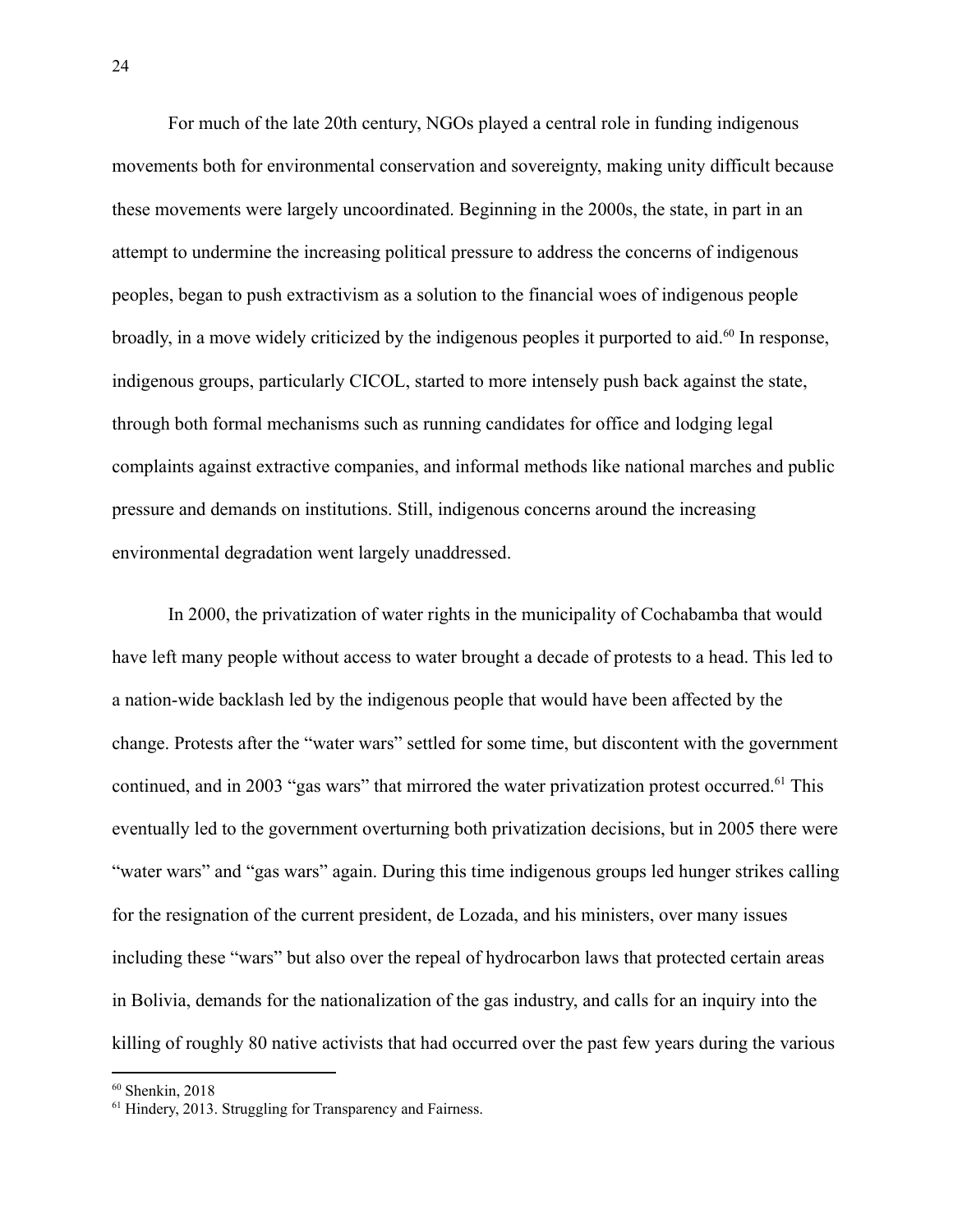For much of the late 20th century, NGOs played a central role in funding indigenous movements both for environmental conservation and sovereignty, making unity difficult because these movements were largely uncoordinated. Beginning in the 2000s, the state, in part in an attempt to undermine the increasing political pressure to address the concerns of indigenous peoples, began to push extractivism as a solution to the financial woes of indigenous people broadly, in a move widely criticized by the indigenous peoples it purported to aid.[60] In response, indigenous groups, particularly CICOL, started to more intensely push back against the state, through both formal mechanisms such as running candidates for office and lodging legal complaints against extractive companies, and informal methods like national marches and public pressure and demands on institutions. Still, indigenous concerns around the increasing environmental degradation went largely unaddressed.

In 2000, the privatization of water rights in the municipality of Cochabamba that would have left many people without access to water brought a decade of protests to a head. This led to a nation-wide backlash led by the indigenous people that would have been affected by the change. Protests after the "water wars" settled for some time, but discontent with the government continued, and in 2003 "gas wars" that mirrored the water privatization protest occurred.[61] This eventually led to the government overturning both privatization decisions, but in 2005 there were "water wars" and "gas wars" again. During this time indigenous groups led hunger strikes calling for the resignation of the current president, de Lozada, and his ministers, over many issues including these "wars" but also over the repeal of hydrocarbon laws that protected certain areas in Bolivia, demands for the nationalization of the gas industry, and calls for an inquiry into the killing of roughly 80 native activists that had occurred over the past few years during the various

---

[60] Shenkin, 2018

[61] Hindery, 2013. Struggling for Transparency and Fairness.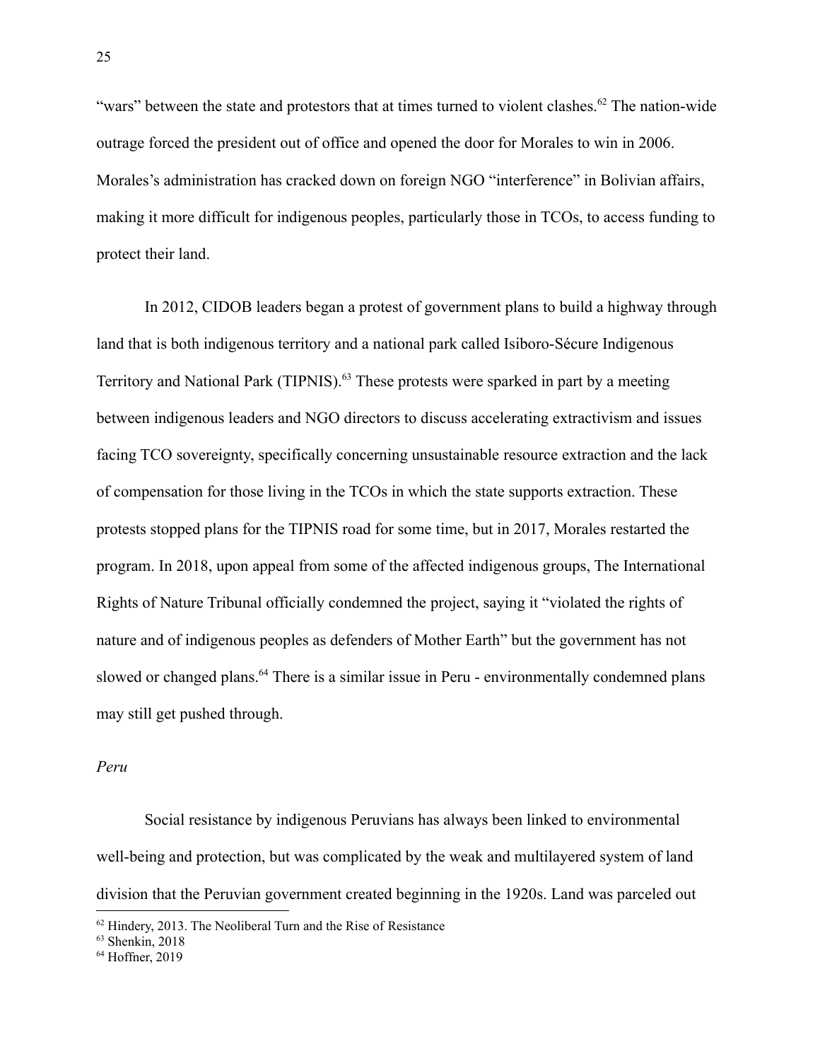"wars" between the state and protestors that at times turned to violent clashes.[62] The nation-wide outrage forced the president out of office and opened the door for Morales to win in 2006. Morales's administration has cracked down on foreign NGO "interference" in Bolivian affairs, making it more difficult for indigenous peoples, particularly those in TCOs, to access funding to protect their land.

In 2012, CIDOB leaders began a protest of government plans to build a highway through land that is both indigenous territory and a national park called Isiboro-Sécure Indigenous Territory and National Park (TIPNIS).[63] These protests were sparked in part by a meeting between indigenous leaders and NGO directors to discuss accelerating extractivism and issues facing TCO sovereignty, specifically concerning unsustainable resource extraction and the lack of compensation for those living in the TCOs in which the state supports extraction. These protests stopped plans for the TIPNIS road for some time, but in 2017, Morales restarted the program. In 2018, upon appeal from some of the affected indigenous groups, The International Rights of Nature Tribunal officially condemned the project, saying it "violated the rights of nature and of indigenous peoples as defenders of Mother Earth" but the government has not slowed or changed plans.[64] There is a similar issue in Peru - environmentally condemned plans may still get pushed through.

*Peru*

Social resistance by indigenous Peruvians has always been linked to environmental well-being and protection, but was complicated by the weak and multilayered system of land division that the Peruvian government created beginning in the 1920s. Land was parceled out

---

[62] Hindery, 2013. The Neoliberal Turn and the Rise of Resistance

[63] Shenkin, 2018

[64] Hoffner, 2019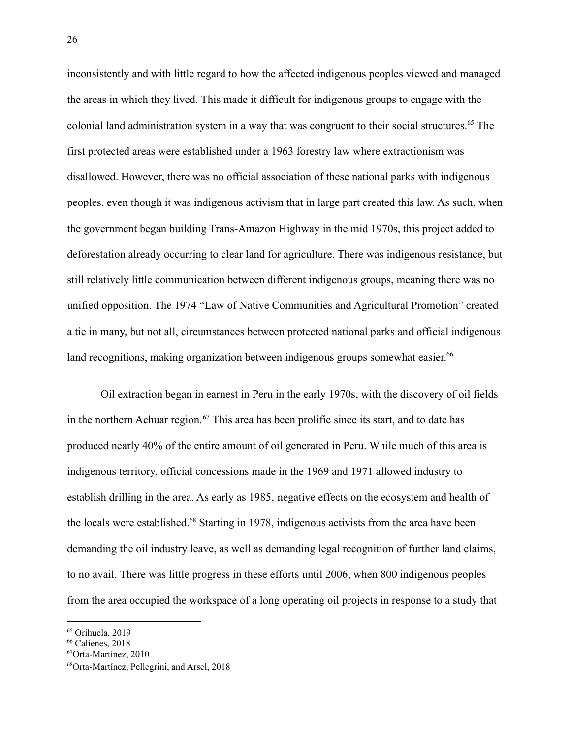inconsistently and with little regard to how the affected indigenous peoples viewed and managed the areas in which they lived. This made it difficult for indigenous groups to engage with the colonial land administration system in a way that was congruent to their social structures.[65] The first protected areas were established under a 1963 forestry law where extractionism was disallowed. However, there was no official association of these national parks with indigenous peoples, even though it was indigenous activism that in large part created this law. As such, when the government began building Trans-Amazon Highway in the mid 1970s, this project added to deforestation already occurring to clear land for agriculture. There was indigenous resistance, but still relatively little communication between different indigenous groups, meaning there was no unified opposition. The 1974 "Law of Native Communities and Agricultural Promotion" created a tie in many, but not all, circumstances between protected national parks and official indigenous land recognitions, making organization between indigenous groups somewhat easier.[66]

Oil extraction began in earnest in Peru in the early 1970s, with the discovery of oil fields in the northern Achuar region.[67] This area has been prolific since its start, and to date has produced nearly 40% of the entire amount of oil generated in Peru. While much of this area is indigenous territory, official concessions made in the 1969 and 1971 allowed industry to establish drilling in the area. As early as 1985, negative effects on the ecosystem and health of the locals were established.[68] Starting in 1978, indigenous activists from the area have been demanding the oil industry leave, as well as demanding legal recognition of further land claims, to no avail. There was little progress in these efforts until 2006, when 800 indigenous peoples from the area occupied the workspace of a long operating oil projects in response to a study that

[65] Orihuela, 2019

[66] Calienes, 2018

[67] Orta-Martínez, 2010

[68] Orta-Martínez, Pellegrini, and Arsel, 2018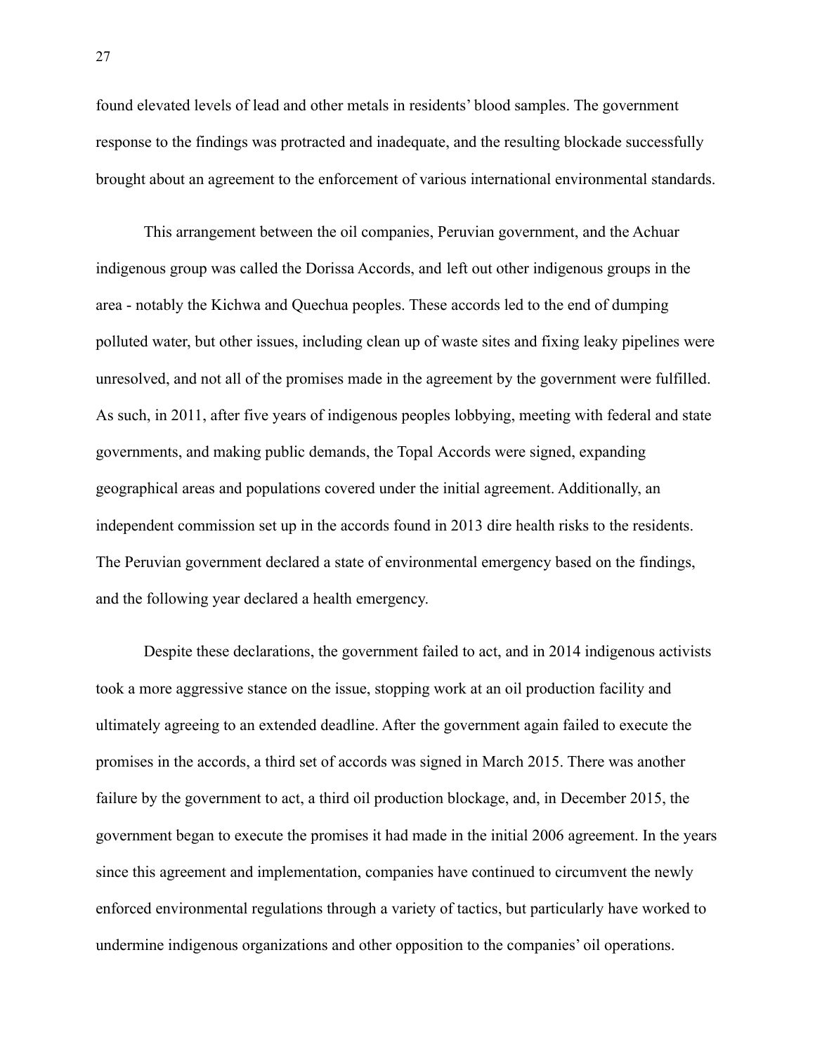found elevated levels of lead and other metals in residents' blood samples. The government response to the findings was protracted and inadequate, and the resulting blockade successfully brought about an agreement to the enforcement of various international environmental standards.

This arrangement between the oil companies, Peruvian government, and the Achuar indigenous group was called the Dorissa Accords, and left out other indigenous groups in the area - notably the Kichwa and Quechua peoples. These accords led to the end of dumping polluted water, but other issues, including clean up of waste sites and fixing leaky pipelines were unresolved, and not all of the promises made in the agreement by the government were fulfilled. As such, in 2011, after five years of indigenous peoples lobbying, meeting with federal and state governments, and making public demands, the Topal Accords were signed, expanding geographical areas and populations covered under the initial agreement. Additionally, an independent commission set up in the accords found in 2013 dire health risks to the residents. The Peruvian government declared a state of environmental emergency based on the findings, and the following year declared a health emergency.

Despite these declarations, the government failed to act, and in 2014 indigenous activists took a more aggressive stance on the issue, stopping work at an oil production facility and ultimately agreeing to an extended deadline. After the government again failed to execute the promises in the accords, a third set of accords was signed in March 2015. There was another failure by the government to act, a third oil production blockage, and, in December 2015, the government began to execute the promises it had made in the initial 2006 agreement. In the years since this agreement and implementation, companies have continued to circumvent the newly enforced environmental regulations through a variety of tactics, but particularly have worked to undermine indigenous organizations and other opposition to the companies' oil operations.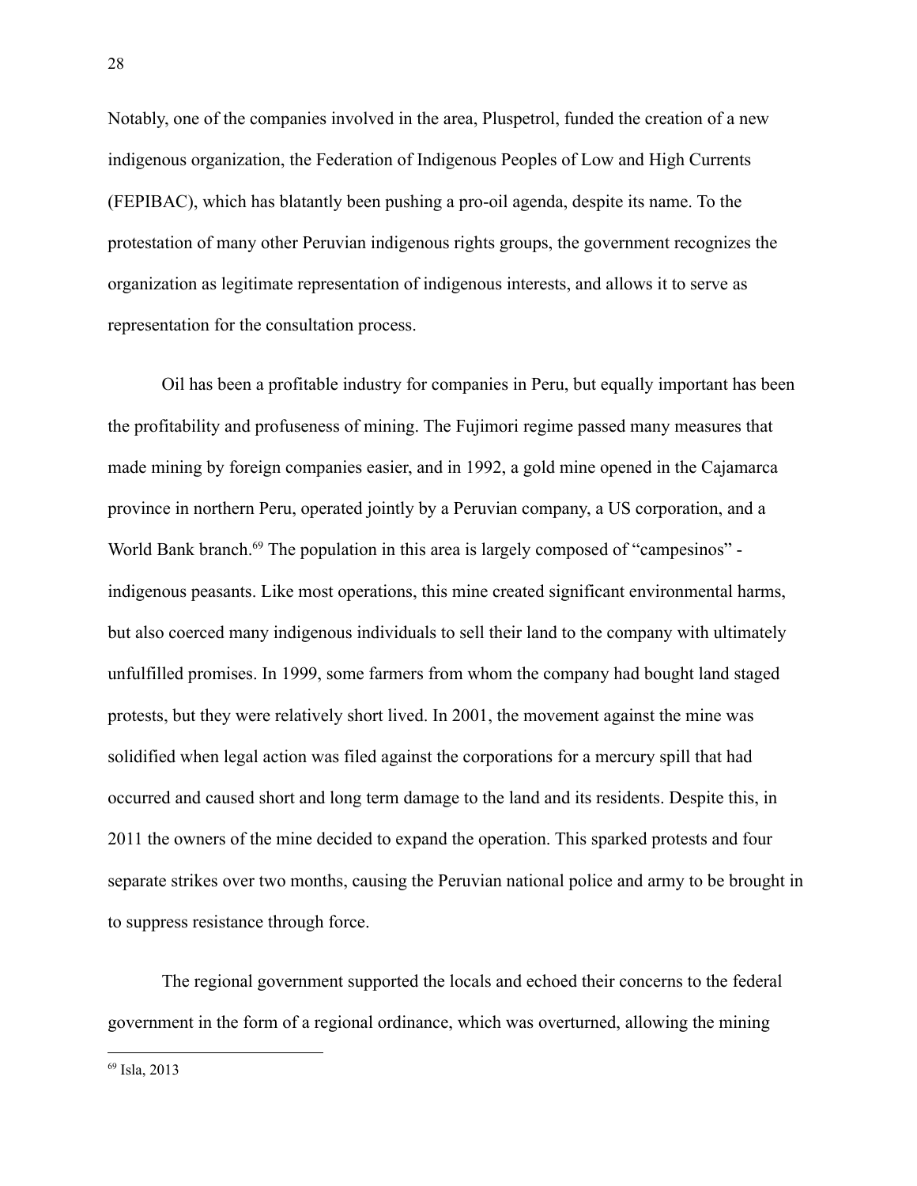Notably, one of the companies involved in the area, Pluspetrol, funded the creation of a new indigenous organization, the Federation of Indigenous Peoples of Low and High Currents (FEPIBAC), which has blatantly been pushing a pro-oil agenda, despite its name. To the protestation of many other Peruvian indigenous rights groups, the government recognizes the organization as legitimate representation of indigenous interests, and allows it to serve as representation for the consultation process.

Oil has been a profitable industry for companies in Peru, but equally important has been the profitability and profuseness of mining. The Fujimori regime passed many measures that made mining by foreign companies easier, and in 1992, a gold mine opened in the Cajamarca province in northern Peru, operated jointly by a Peruvian company, a US corporation, and a World Bank branch.[69] The population in this area is largely composed of "campesinos" - indigenous peasants. Like most operations, this mine created significant environmental harms, but also coerced many indigenous individuals to sell their land to the company with ultimately unfulfilled promises. In 1999, some farmers from whom the company had bought land staged protests, but they were relatively short lived. In 2001, the movement against the mine was solidified when legal action was filed against the corporations for a mercury spill that had occurred and caused short and long term damage to the land and its residents. Despite this, in 2011 the owners of the mine decided to expand the operation. This sparked protests and four separate strikes over two months, causing the Peruvian national police and army to be brought in to suppress resistance through force.

The regional government supported the locals and echoed their concerns to the federal government in the form of a regional ordinance, which was overturned, allowing the mining

[69] Isla, 2013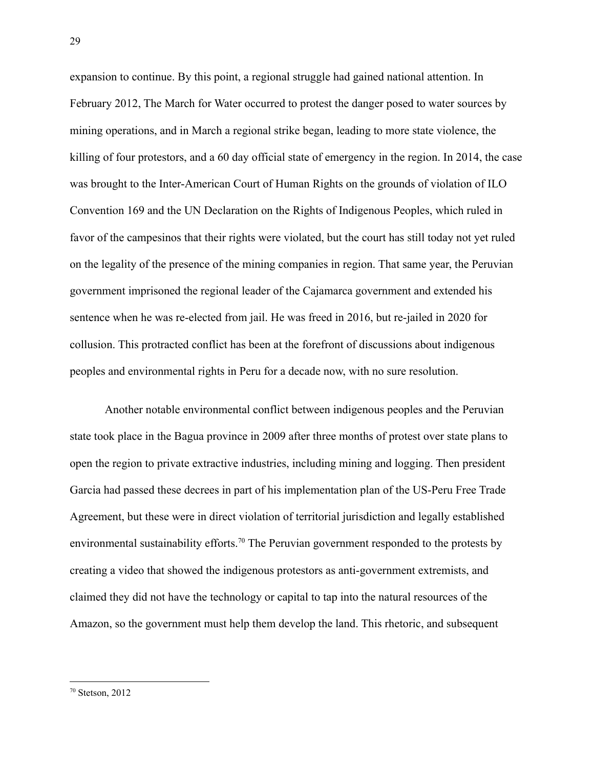expansion to continue. By this point, a regional struggle had gained national attention. In February 2012, The March for Water occurred to protest the danger posed to water sources by mining operations, and in March a regional strike began, leading to more state violence, the killing of four protestors, and a 60 day official state of emergency in the region. In 2014, the case was brought to the Inter-American Court of Human Rights on the grounds of violation of ILO Convention 169 and the UN Declaration on the Rights of Indigenous Peoples, which ruled in favor of the campesinos that their rights were violated, but the court has still today not yet ruled on the legality of the presence of the mining companies in region. That same year, the Peruvian government imprisoned the regional leader of the Cajamarca government and extended his sentence when he was re-elected from jail. He was freed in 2016, but re-jailed in 2020 for collusion. This protracted conflict has been at the forefront of discussions about indigenous peoples and environmental rights in Peru for a decade now, with no sure resolution.

Another notable environmental conflict between indigenous peoples and the Peruvian state took place in the Bagua province in 2009 after three months of protest over state plans to open the region to private extractive industries, including mining and logging. Then president Garcia had passed these decrees in part of his implementation plan of the US-Peru Free Trade Agreement, but these were in direct violation of territorial jurisdiction and legally established environmental sustainability efforts.[70] The Peruvian government responded to the protests by creating a video that showed the indigenous protestors as anti-government extremists, and claimed they did not have the technology or capital to tap into the natural resources of the Amazon, so the government must help them develop the land. This rhetoric, and subsequent

[70] Stetson, 2012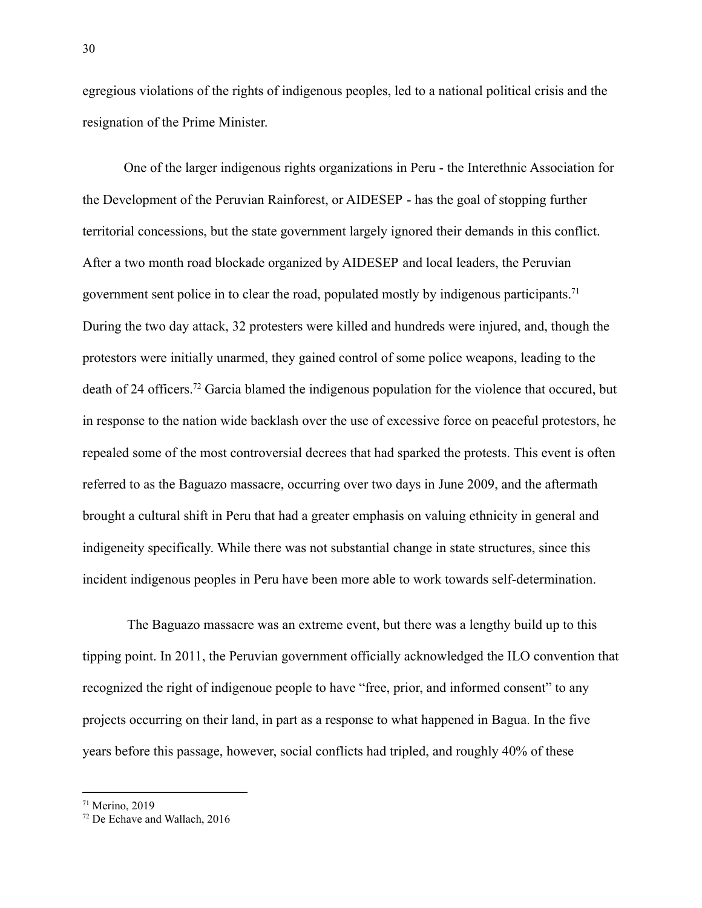egregious violations of the rights of indigenous peoples, led to a national political crisis and the resignation of the Prime Minister.

One of the larger indigenous rights organizations in Peru - the Interethnic Association for the Development of the Peruvian Rainforest, or AIDESEP - has the goal of stopping further territorial concessions, but the state government largely ignored their demands in this conflict. After a two month road blockade organized by AIDESEP and local leaders, the Peruvian government sent police in to clear the road, populated mostly by indigenous participants.[71] During the two day attack, 32 protesters were killed and hundreds were injured, and, though the protestors were initially unarmed, they gained control of some police weapons, leading to the death of 24 officers.[72] Garcia blamed the indigenous population for the violence that occured, but in response to the nation wide backlash over the use of excessive force on peaceful protestors, he repealed some of the most controversial decrees that had sparked the protests. This event is often referred to as the Baguazo massacre, occurring over two days in June 2009, and the aftermath brought a cultural shift in Peru that had a greater emphasis on valuing ethnicity in general and indigeneity specifically. While there was not substantial change in state structures, since this incident indigenous peoples in Peru have been more able to work towards self-determination.

The Baguazo massacre was an extreme event, but there was a lengthy build up to this tipping point. In 2011, the Peruvian government officially acknowledged the ILO convention that recognized the right of indigenoue people to have "free, prior, and informed consent" to any projects occurring on their land, in part as a response to what happened in Bagua. In the five years before this passage, however, social conflicts had tripled, and roughly 40% of these

[71] Merino, 2019

[72] De Echave and Wallach, 2016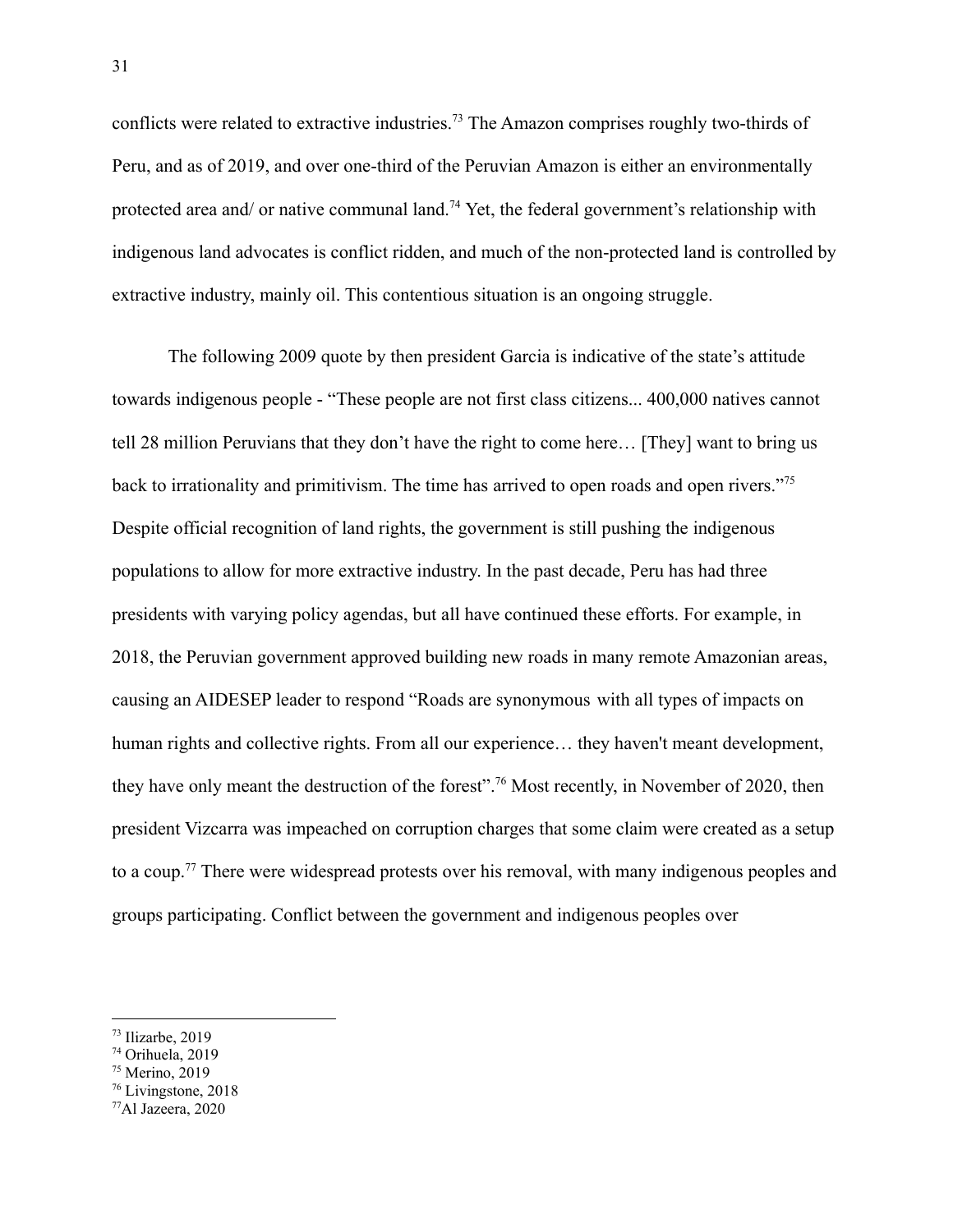conflicts were related to extractive industries.[73] The Amazon comprises roughly two-thirds of Peru, and as of 2019, and over one-third of the Peruvian Amazon is either an environmentally protected area and/ or native communal land.[74] Yet, the federal government's relationship with indigenous land advocates is conflict ridden, and much of the non-protected land is controlled by extractive industry, mainly oil. This contentious situation is an ongoing struggle.

The following 2009 quote by then president Garcia is indicative of the state's attitude towards indigenous people - "These people are not first class citizens... 400,000 natives cannot tell 28 million Peruvians that they don't have the right to come here… [They] want to bring us back to irrationality and primitivism. The time has arrived to open roads and open rivers."[75] Despite official recognition of land rights, the government is still pushing the indigenous populations to allow for more extractive industry. In the past decade, Peru has had three presidents with varying policy agendas, but all have continued these efforts. For example, in 2018, the Peruvian government approved building new roads in many remote Amazonian areas, causing an AIDESEP leader to respond "Roads are synonymous with all types of impacts on human rights and collective rights. From all our experience… they haven't meant development, they have only meant the destruction of the forest".[76] Most recently, in November of 2020, then president Vizcarra was impeached on corruption charges that some claim were created as a setup to a coup.[77] There were widespread protests over his removal, with many indigenous peoples and groups participating. Conflict between the government and indigenous peoples over

---

[73] Ilizarbe, 2019
[74] Orihuela, 2019
[75] Merino, 2019
[76] Livingstone, 2018
[77] Al Jazeera, 2020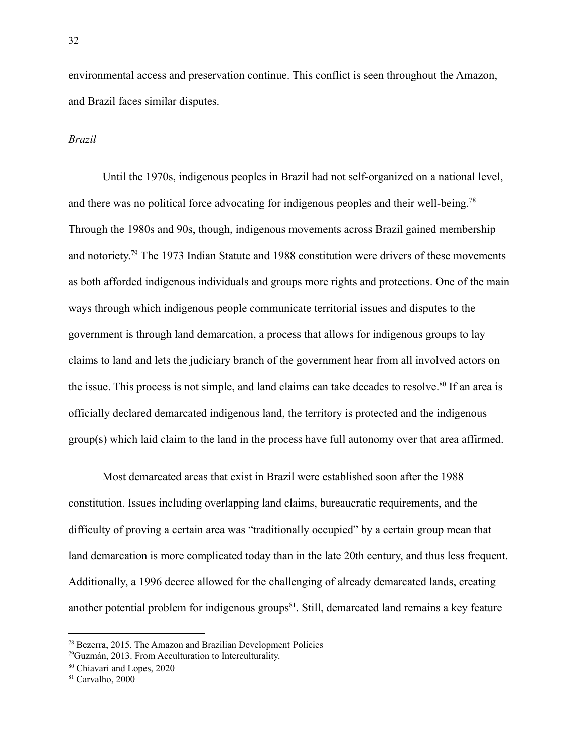environmental access and preservation continue. This conflict is seen throughout the Amazon, and Brazil faces similar disputes.

*Brazil*

Until the 1970s, indigenous peoples in Brazil had not self-organized on a national level, and there was no political force advocating for indigenous peoples and their well-being.[78] Through the 1980s and 90s, though, indigenous movements across Brazil gained membership and notoriety.[79] The 1973 Indian Statute and 1988 constitution were drivers of these movements as both afforded indigenous individuals and groups more rights and protections. One of the main ways through which indigenous people communicate territorial issues and disputes to the government is through land demarcation, a process that allows for indigenous groups to lay claims to land and lets the judiciary branch of the government hear from all involved actors on the issue. This process is not simple, and land claims can take decades to resolve.[80] If an area is officially declared demarcated indigenous land, the territory is protected and the indigenous group(s) which laid claim to the land in the process have full autonomy over that area affirmed.

Most demarcated areas that exist in Brazil were established soon after the 1988 constitution. Issues including overlapping land claims, bureaucratic requirements, and the difficulty of proving a certain area was "traditionally occupied" by a certain group mean that land demarcation is more complicated today than in the late 20th century, and thus less frequent. Additionally, a 1996 decree allowed for the challenging of already demarcated lands, creating another potential problem for indigenous groups[81]. Still, demarcated land remains a key feature

---

[78] Bezerra, 2015. The Amazon and Brazilian Development Policies

[79] Guzmán, 2013. From Acculturation to Interculturality.

[80] Chiavari and Lopes, 2020

[81] Carvalho, 2000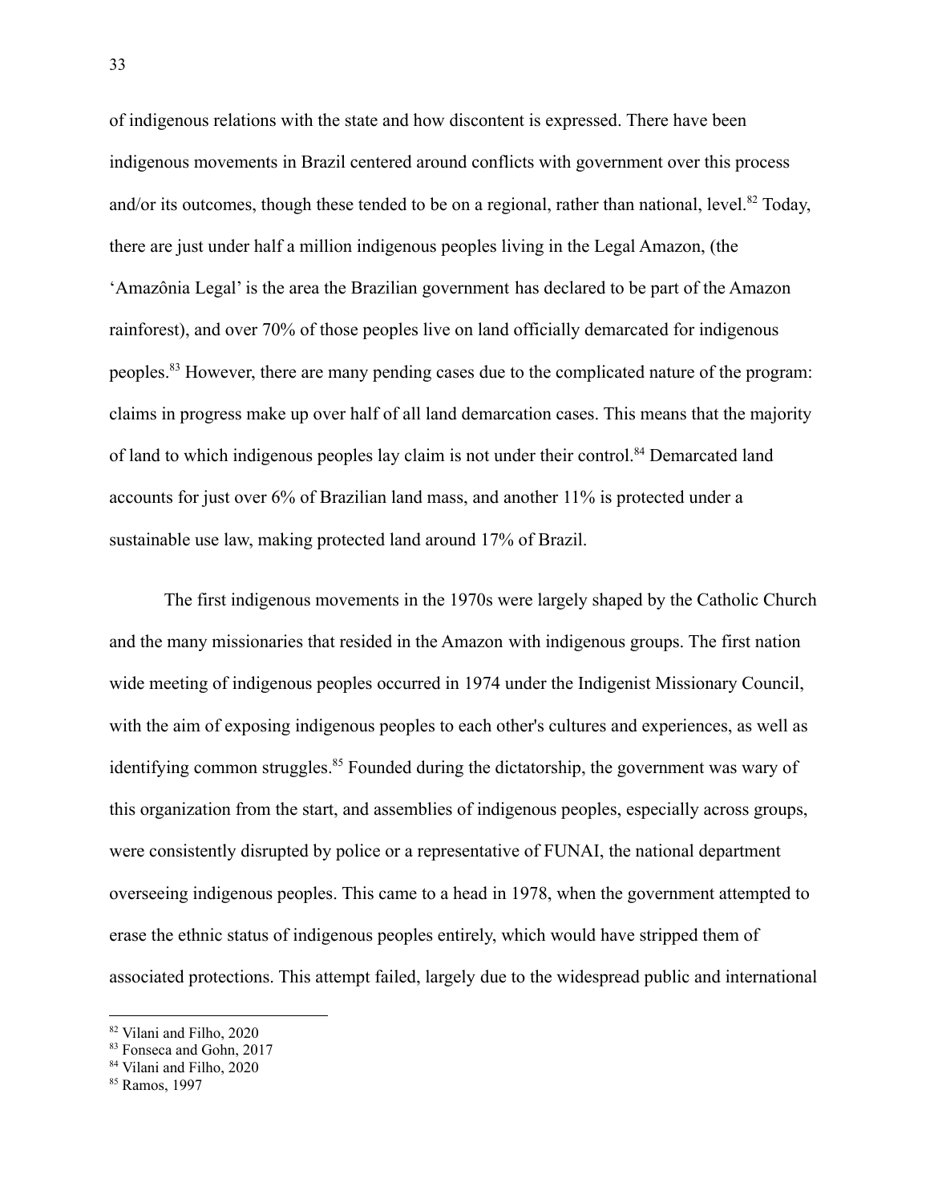of indigenous relations with the state and how discontent is expressed. There have been indigenous movements in Brazil centered around conflicts with government over this process and/or its outcomes, though these tended to be on a regional, rather than national, level.[82] Today, there are just under half a million indigenous peoples living in the Legal Amazon, (the 'Amazônia Legal' is the area the Brazilian government has declared to be part of the Amazon rainforest), and over 70% of those peoples live on land officially demarcated for indigenous peoples.[83] However, there are many pending cases due to the complicated nature of the program: claims in progress make up over half of all land demarcation cases. This means that the majority of land to which indigenous peoples lay claim is not under their control.[84] Demarcated land accounts for just over 6% of Brazilian land mass, and another 11% is protected under a sustainable use law, making protected land around 17% of Brazil.

The first indigenous movements in the 1970s were largely shaped by the Catholic Church and the many missionaries that resided in the Amazon with indigenous groups. The first nation wide meeting of indigenous peoples occurred in 1974 under the Indigenist Missionary Council, with the aim of exposing indigenous peoples to each other's cultures and experiences, as well as identifying common struggles.[85] Founded during the dictatorship, the government was wary of this organization from the start, and assemblies of indigenous peoples, especially across groups, were consistently disrupted by police or a representative of FUNAI, the national department overseeing indigenous peoples. This came to a head in 1978, when the government attempted to erase the ethnic status of indigenous peoples entirely, which would have stripped them of associated protections. This attempt failed, largely due to the widespread public and international

---

[82] Vilani and Filho, 2020

[83] Fonseca and Gohn, 2017

[84] Vilani and Filho, 2020

[85] Ramos, 1997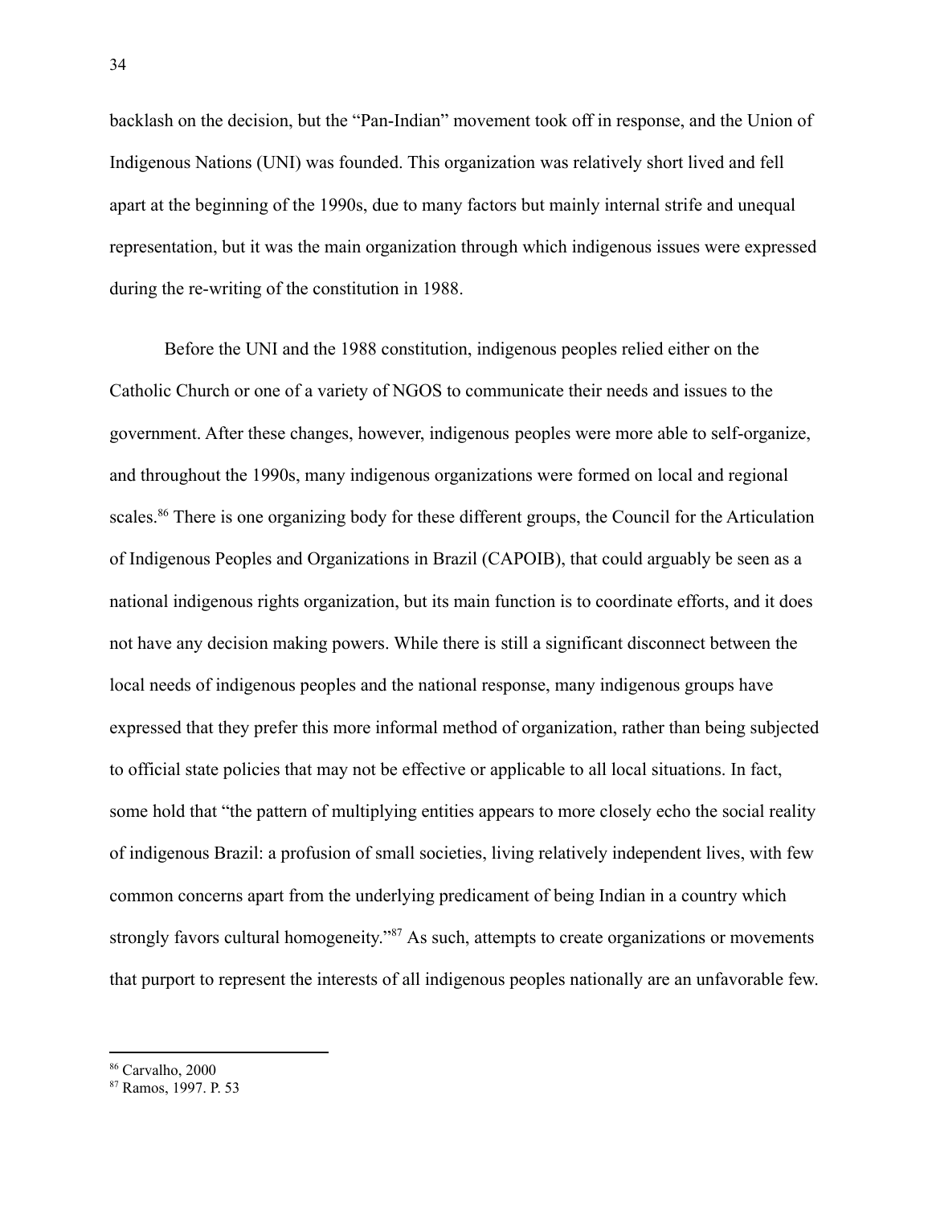backlash on the decision, but the "Pan-Indian" movement took off in response, and the Union of Indigenous Nations (UNI) was founded. This organization was relatively short lived and fell apart at the beginning of the 1990s, due to many factors but mainly internal strife and unequal representation, but it was the main organization through which indigenous issues were expressed during the re-writing of the constitution in 1988.

Before the UNI and the 1988 constitution, indigenous peoples relied either on the Catholic Church or one of a variety of NGOS to communicate their needs and issues to the government. After these changes, however, indigenous peoples were more able to self-organize, and throughout the 1990s, many indigenous organizations were formed on local and regional scales.[86] There is one organizing body for these different groups, the Council for the Articulation of Indigenous Peoples and Organizations in Brazil (CAPOIB), that could arguably be seen as a national indigenous rights organization, but its main function is to coordinate efforts, and it does not have any decision making powers. While there is still a significant disconnect between the local needs of indigenous peoples and the national response, many indigenous groups have expressed that they prefer this more informal method of organization, rather than being subjected to official state policies that may not be effective or applicable to all local situations. In fact, some hold that "the pattern of multiplying entities appears to more closely echo the social reality of indigenous Brazil: a profusion of small societies, living relatively independent lives, with few common concerns apart from the underlying predicament of being Indian in a country which strongly favors cultural homogeneity."[87] As such, attempts to create organizations or movements that purport to represent the interests of all indigenous peoples nationally are an unfavorable few.

[86] Carvalho, 2000

[87] Ramos, 1997. P. 53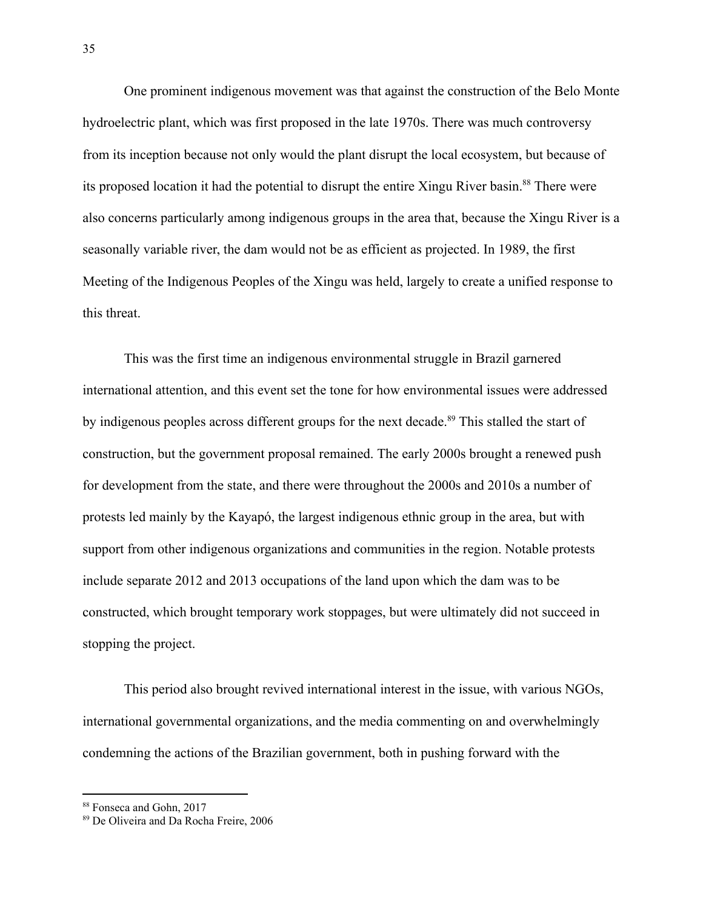One prominent indigenous movement was that against the construction of the Belo Monte hydroelectric plant, which was first proposed in the late 1970s. There was much controversy from its inception because not only would the plant disrupt the local ecosystem, but because of its proposed location it had the potential to disrupt the entire Xingu River basin.[88] There were also concerns particularly among indigenous groups in the area that, because the Xingu River is a seasonally variable river, the dam would not be as efficient as projected. In 1989, the first Meeting of the Indigenous Peoples of the Xingu was held, largely to create a unified response to this threat.

This was the first time an indigenous environmental struggle in Brazil garnered international attention, and this event set the tone for how environmental issues were addressed by indigenous peoples across different groups for the next decade.[89] This stalled the start of construction, but the government proposal remained. The early 2000s brought a renewed push for development from the state, and there were throughout the 2000s and 2010s a number of protests led mainly by the Kayapó, the largest indigenous ethnic group in the area, but with support from other indigenous organizations and communities in the region. Notable protests include separate 2012 and 2013 occupations of the land upon which the dam was to be constructed, which brought temporary work stoppages, but were ultimately did not succeed in stopping the project.

This period also brought revived international interest in the issue, with various NGOs, international governmental organizations, and the media commenting on and overwhelmingly condemning the actions of the Brazilian government, both in pushing forward with the

[88] Fonseca and Gohn, 2017

[89] De Oliveira and Da Rocha Freire, 2006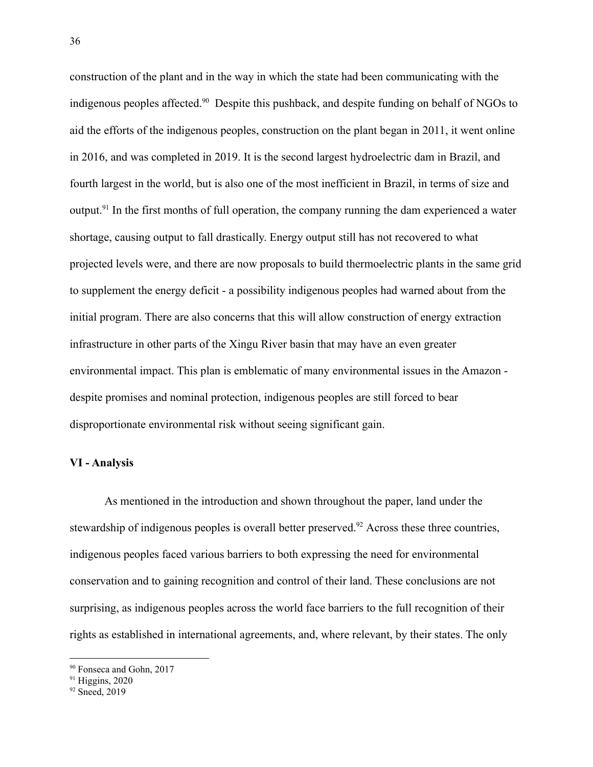construction of the plant and in the way in which the state had been communicating with the indigenous peoples affected.[90] Despite this pushback, and despite funding on behalf of NGOs to aid the efforts of the indigenous peoples, construction on the plant began in 2011, it went online in 2016, and was completed in 2019. It is the second largest hydroelectric dam in Brazil, and fourth largest in the world, but is also one of the most inefficient in Brazil, in terms of size and output.[91] In the first months of full operation, the company running the dam experienced a water shortage, causing output to fall drastically. Energy output still has not recovered to what projected levels were, and there are now proposals to build thermoelectric plants in the same grid to supplement the energy deficit - a possibility indigenous peoples had warned about from the initial program. There are also concerns that this will allow construction of energy extraction infrastructure in other parts of the Xingu River basin that may have an even greater environmental impact. This plan is emblematic of many environmental issues in the Amazon - despite promises and nominal protection, indigenous peoples are still forced to bear disproportionate environmental risk without seeing significant gain.

## VI - Analysis

As mentioned in the introduction and shown throughout the paper, land under the stewardship of indigenous peoples is overall better preserved.[92] Across these three countries, indigenous peoples faced various barriers to both expressing the need for environmental conservation and to gaining recognition and control of their land. These conclusions are not surprising, as indigenous peoples across the world face barriers to the full recognition of their rights as established in international agreements, and, where relevant, by their states. The only

---

[90] Fonseca and Gohn, 2017

[91] Higgins, 2020

[92] Sneed, 2019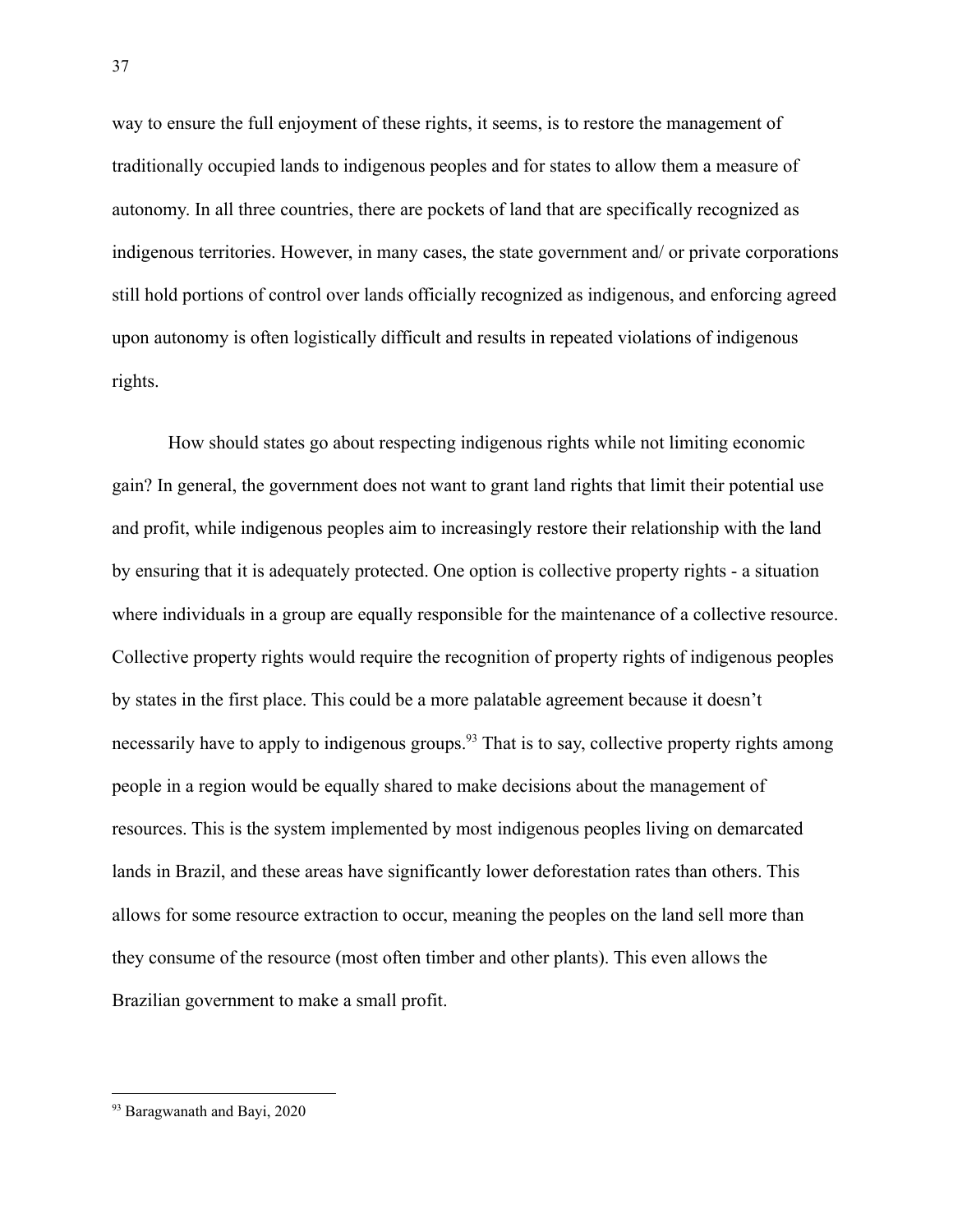way to ensure the full enjoyment of these rights, it seems, is to restore the management of traditionally occupied lands to indigenous peoples and for states to allow them a measure of autonomy. In all three countries, there are pockets of land that are specifically recognized as indigenous territories. However, in many cases, the state government and/ or private corporations still hold portions of control over lands officially recognized as indigenous, and enforcing agreed upon autonomy is often logistically difficult and results in repeated violations of indigenous rights.

How should states go about respecting indigenous rights while not limiting economic gain? In general, the government does not want to grant land rights that limit their potential use and profit, while indigenous peoples aim to increasingly restore their relationship with the land by ensuring that it is adequately protected. One option is collective property rights - a situation where individuals in a group are equally responsible for the maintenance of a collective resource. Collective property rights would require the recognition of property rights of indigenous peoples by states in the first place. This could be a more palatable agreement because it doesn't necessarily have to apply to indigenous groups.[93] That is to say, collective property rights among people in a region would be equally shared to make decisions about the management of resources. This is the system implemented by most indigenous peoples living on demarcated lands in Brazil, and these areas have significantly lower deforestation rates than others. This allows for some resource extraction to occur, meaning the peoples on the land sell more than they consume of the resource (most often timber and other plants). This even allows the Brazilian government to make a small profit.

---

[93] Baragwanath and Bayi, 2020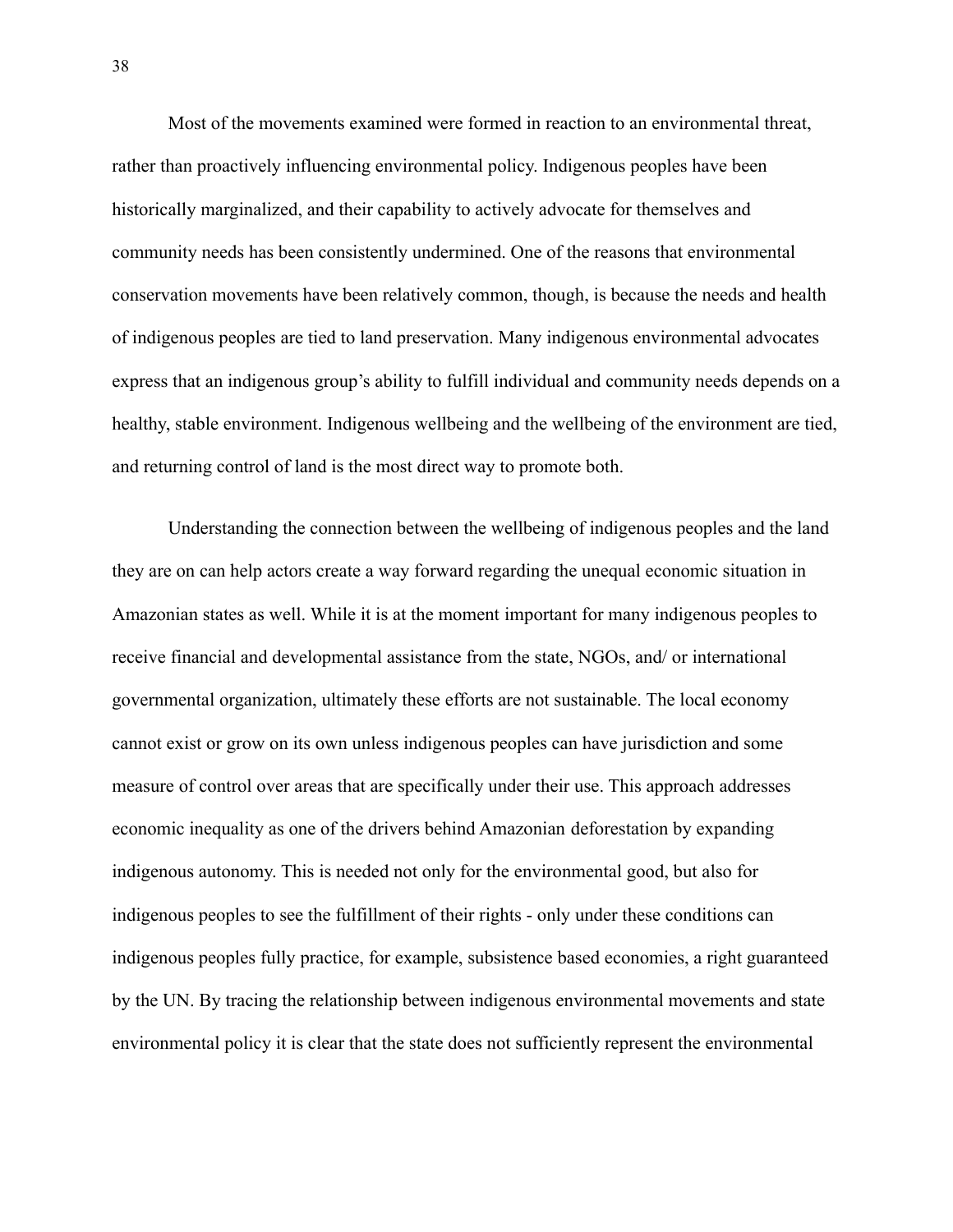Most of the movements examined were formed in reaction to an environmental threat, rather than proactively influencing environmental policy. Indigenous peoples have been historically marginalized, and their capability to actively advocate for themselves and community needs has been consistently undermined. One of the reasons that environmental conservation movements have been relatively common, though, is because the needs and health of indigenous peoples are tied to land preservation. Many indigenous environmental advocates express that an indigenous group's ability to fulfill individual and community needs depends on a healthy, stable environment. Indigenous wellbeing and the wellbeing of the environment are tied, and returning control of land is the most direct way to promote both.

Understanding the connection between the wellbeing of indigenous peoples and the land they are on can help actors create a way forward regarding the unequal economic situation in Amazonian states as well. While it is at the moment important for many indigenous peoples to receive financial and developmental assistance from the state, NGOs, and/ or international governmental organization, ultimately these efforts are not sustainable. The local economy cannot exist or grow on its own unless indigenous peoples can have jurisdiction and some measure of control over areas that are specifically under their use. This approach addresses economic inequality as one of the drivers behind Amazonian deforestation by expanding indigenous autonomy. This is needed not only for the environmental good, but also for indigenous peoples to see the fulfillment of their rights - only under these conditions can indigenous peoples fully practice, for example, subsistence based economies, a right guaranteed by the UN. By tracing the relationship between indigenous environmental movements and state environmental policy it is clear that the state does not sufficiently represent the environmental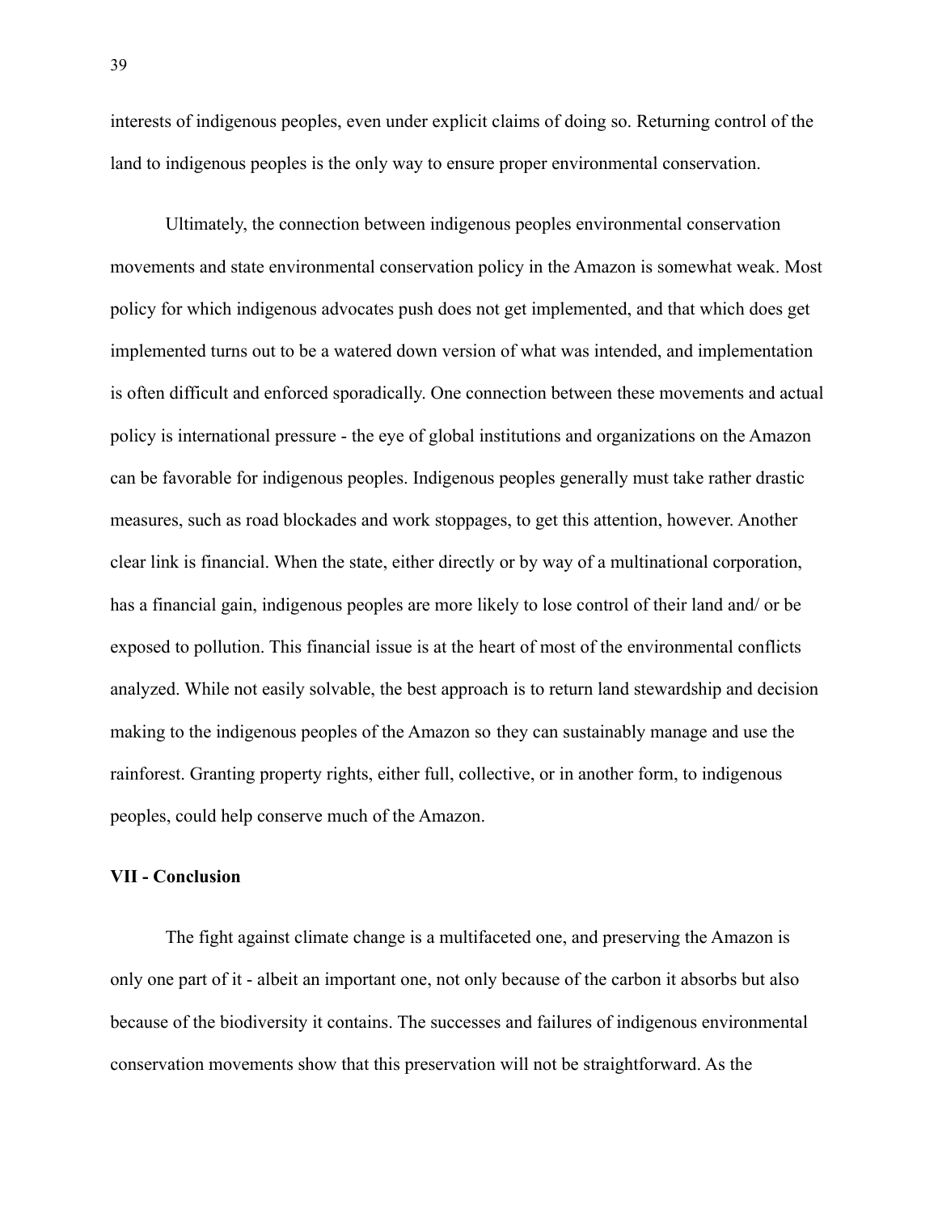interests of indigenous peoples, even under explicit claims of doing so. Returning control of the land to indigenous peoples is the only way to ensure proper environmental conservation.

Ultimately, the connection between indigenous peoples environmental conservation movements and state environmental conservation policy in the Amazon is somewhat weak. Most policy for which indigenous advocates push does not get implemented, and that which does get implemented turns out to be a watered down version of what was intended, and implementation is often difficult and enforced sporadically. One connection between these movements and actual policy is international pressure - the eye of global institutions and organizations on the Amazon can be favorable for indigenous peoples. Indigenous peoples generally must take rather drastic measures, such as road blockades and work stoppages, to get this attention, however. Another clear link is financial. When the state, either directly or by way of a multinational corporation, has a financial gain, indigenous peoples are more likely to lose control of their land and/ or be exposed to pollution. This financial issue is at the heart of most of the environmental conflicts analyzed. While not easily solvable, the best approach is to return land stewardship and decision making to the indigenous peoples of the Amazon so they can sustainably manage and use the rainforest. Granting property rights, either full, collective, or in another form, to indigenous peoples, could help conserve much of the Amazon.

## VII - Conclusion

The fight against climate change is a multifaceted one, and preserving the Amazon is only one part of it - albeit an important one, not only because of the carbon it absorbs but also because of the biodiversity it contains. The successes and failures of indigenous environmental conservation movements show that this preservation will not be straightforward. As the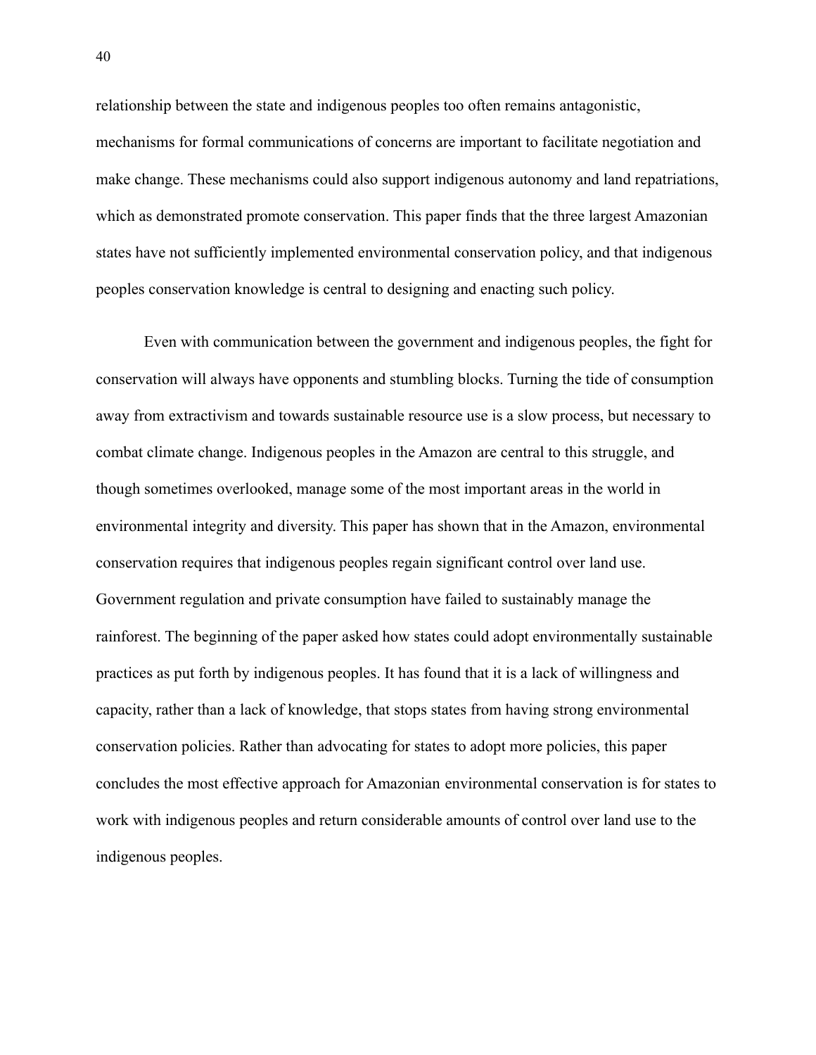relationship between the state and indigenous peoples too often remains antagonistic, mechanisms for formal communications of concerns are important to facilitate negotiation and make change. These mechanisms could also support indigenous autonomy and land repatriations, which as demonstrated promote conservation. This paper finds that the three largest Amazonian states have not sufficiently implemented environmental conservation policy, and that indigenous peoples conservation knowledge is central to designing and enacting such policy.

Even with communication between the government and indigenous peoples, the fight for conservation will always have opponents and stumbling blocks. Turning the tide of consumption away from extractivism and towards sustainable resource use is a slow process, but necessary to combat climate change. Indigenous peoples in the Amazon are central to this struggle, and though sometimes overlooked, manage some of the most important areas in the world in environmental integrity and diversity. This paper has shown that in the Amazon, environmental conservation requires that indigenous peoples regain significant control over land use. Government regulation and private consumption have failed to sustainably manage the rainforest. The beginning of the paper asked how states could adopt environmentally sustainable practices as put forth by indigenous peoples. It has found that it is a lack of willingness and capacity, rather than a lack of knowledge, that stops states from having strong environmental conservation policies. Rather than advocating for states to adopt more policies, this paper concludes the most effective approach for Amazonian environmental conservation is for states to work with indigenous peoples and return considerable amounts of control over land use to the indigenous peoples.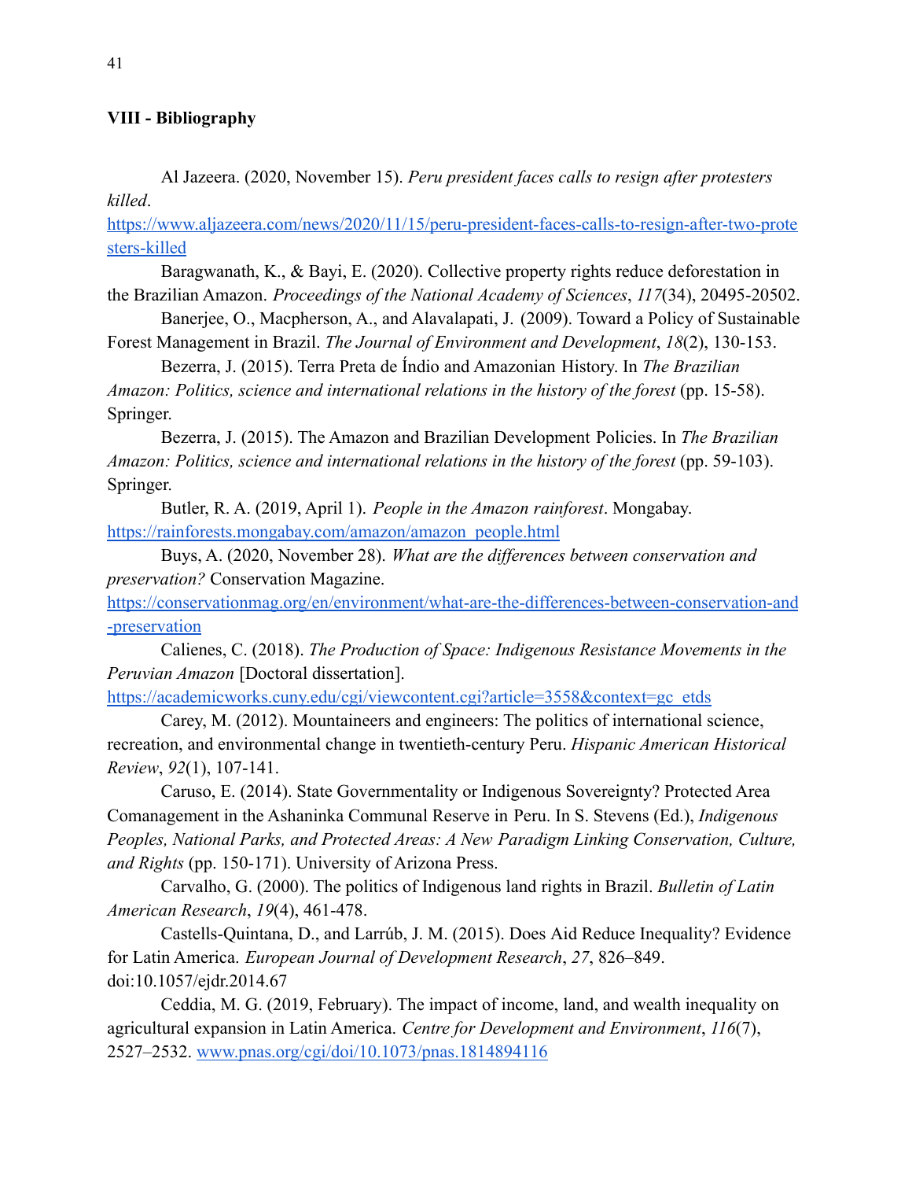## VIII - Bibliography

Al Jazeera. (2020, November 15). *Peru president faces calls to resign after protesters killed*. https://www.aljazeera.com/news/2020/11/15/peru-president-faces-calls-to-resign-after-two-protesters-killed

Baragwanath, K., & Bayi, E. (2020). Collective property rights reduce deforestation in the Brazilian Amazon. *Proceedings of the National Academy of Sciences*, *117*(34), 20495-20502.

Banerjee, O., Macpherson, A., and Alavalapati, J. (2009). Toward a Policy of Sustainable Forest Management in Brazil. *The Journal of Environment and Development*, *18*(2), 130-153.

Bezerra, J. (2015). Terra Preta de Índio and Amazonian History. In *The Brazilian Amazon: Politics, science and international relations in the history of the forest* (pp. 15-58). Springer.

Bezerra, J. (2015). The Amazon and Brazilian Development Policies. In *The Brazilian Amazon: Politics, science and international relations in the history of the forest* (pp. 59-103). Springer.

Butler, R. A. (2019, April 1). *People in the Amazon rainforest*. Mongabay. https://rainforests.mongabay.com/amazon/amazon_people.html

Buys, A. (2020, November 28). *What are the differences between conservation and preservation?* Conservation Magazine. https://conservationmag.org/en/environment/what-are-the-differences-between-conservation-and-preservation

Calienes, C. (2018). *The Production of Space: Indigenous Resistance Movements in the Peruvian Amazon* [Doctoral dissertation]. https://academicworks.cuny.edu/cgi/viewcontent.cgi?article=3558&context=gc_etds

Carey, M. (2012). Mountaineers and engineers: The politics of international science, recreation, and environmental change in twentieth-century Peru. *Hispanic American Historical Review*, *92*(1), 107-141.

Caruso, E. (2014). State Governmentality or Indigenous Sovereignty? Protected Area Comanagement in the Ashaninka Communal Reserve in Peru. In S. Stevens (Ed.), *Indigenous Peoples, National Parks, and Protected Areas: A New Paradigm Linking Conservation, Culture, and Rights* (pp. 150-171). University of Arizona Press.

Carvalho, G. (2000). The politics of Indigenous land rights in Brazil. *Bulletin of Latin American Research*, *19*(4), 461-478.

Castells-Quintana, D., and Larrúb, J. M. (2015). Does Aid Reduce Inequality? Evidence for Latin America. *European Journal of Development Research*, *27*, 826–849. doi:10.1057/ejdr.2014.67

Ceddia, M. G. (2019, February). The impact of income, land, and wealth inequality on agricultural expansion in Latin America. *Centre for Development and Environment*, *116*(7), 2527–2532. www.pnas.org/cgi/doi/10.1073/pnas.1814894116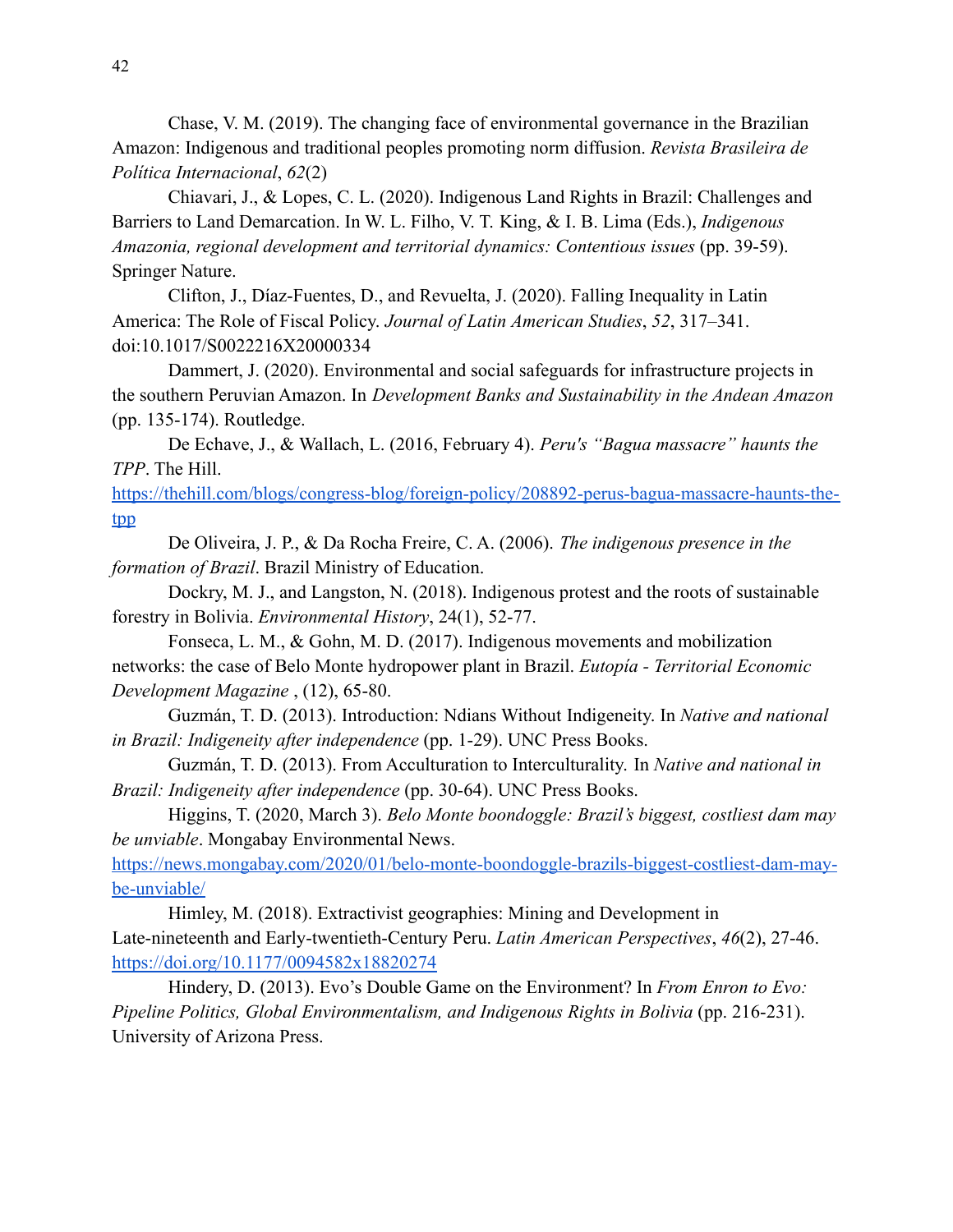Chase, V. M. (2019). The changing face of environmental governance in the Brazilian Amazon: Indigenous and traditional peoples promoting norm diffusion. *Revista Brasileira de Política Internacional*, *62*(2)

Chiavari, J., & Lopes, C. L. (2020). Indigenous Land Rights in Brazil: Challenges and Barriers to Land Demarcation. In W. L. Filho, V. T. King, & I. B. Lima (Eds.), *Indigenous Amazonia, regional development and territorial dynamics: Contentious issues* (pp. 39-59). Springer Nature.

Clifton, J., Díaz-Fuentes, D., and Revuelta, J. (2020). Falling Inequality in Latin America: The Role of Fiscal Policy. *Journal of Latin American Studies*, *52*, 317–341. doi:10.1017/S0022216X20000334

Dammert, J. (2020). Environmental and social safeguards for infrastructure projects in the southern Peruvian Amazon. In *Development Banks and Sustainability in the Andean Amazon* (pp. 135-174). Routledge.

De Echave, J., & Wallach, L. (2016, February 4). *Peru's "Bagua massacre" haunts the TPP*. The Hill. [https://thehill.com/blogs/congress-blog/foreign-policy/208892-perus-bagua-massacre-haunts-the-tpp](https://thehill.com/blogs/congress-blog/foreign-policy/208892-perus-bagua-massacre-haunts-the-tpp)

De Oliveira, J. P., & Da Rocha Freire, C. A. (2006). *The indigenous presence in the formation of Brazil*. Brazil Ministry of Education.

Dockry, M. J., and Langston, N. (2018). Indigenous protest and the roots of sustainable forestry in Bolivia. *Environmental History*, 24(1), 52-77.

Fonseca, L. M., & Gohn, M. D. (2017). Indigenous movements and mobilization networks: the case of Belo Monte hydropower plant in Brazil. *Eutopía - Territorial Economic Development Magazine* , (12), 65-80.

Guzmán, T. D. (2013). Introduction: Ndians Without Indigeneity. In *Native and national in Brazil: Indigeneity after independence* (pp. 1-29). UNC Press Books.

Guzmán, T. D. (2013). From Acculturation to Interculturality. In *Native and national in Brazil: Indigeneity after independence* (pp. 30-64). UNC Press Books.

Higgins, T. (2020, March 3). *Belo Monte boondoggle: Brazil's biggest, costliest dam may be unviable*. Mongabay Environmental News. [https://news.mongabay.com/2020/01/belo-monte-boondoggle-brazils-biggest-costliest-dam-may-be-unviable/](https://news.mongabay.com/2020/01/belo-monte-boondoggle-brazils-biggest-costliest-dam-may-be-unviable/)

Himley, M. (2018). Extractivist geographies: Mining and Development in Late-nineteenth and Early-twentieth-Century Peru. *Latin American Perspectives*, *46*(2), 27-46. [https://doi.org/10.1177/0094582x18820274](https://doi.org/10.1177/0094582x18820274)

Hindery, D. (2013). Evo's Double Game on the Environment? In *From Enron to Evo: Pipeline Politics, Global Environmentalism, and Indigenous Rights in Bolivia* (pp. 216-231). University of Arizona Press.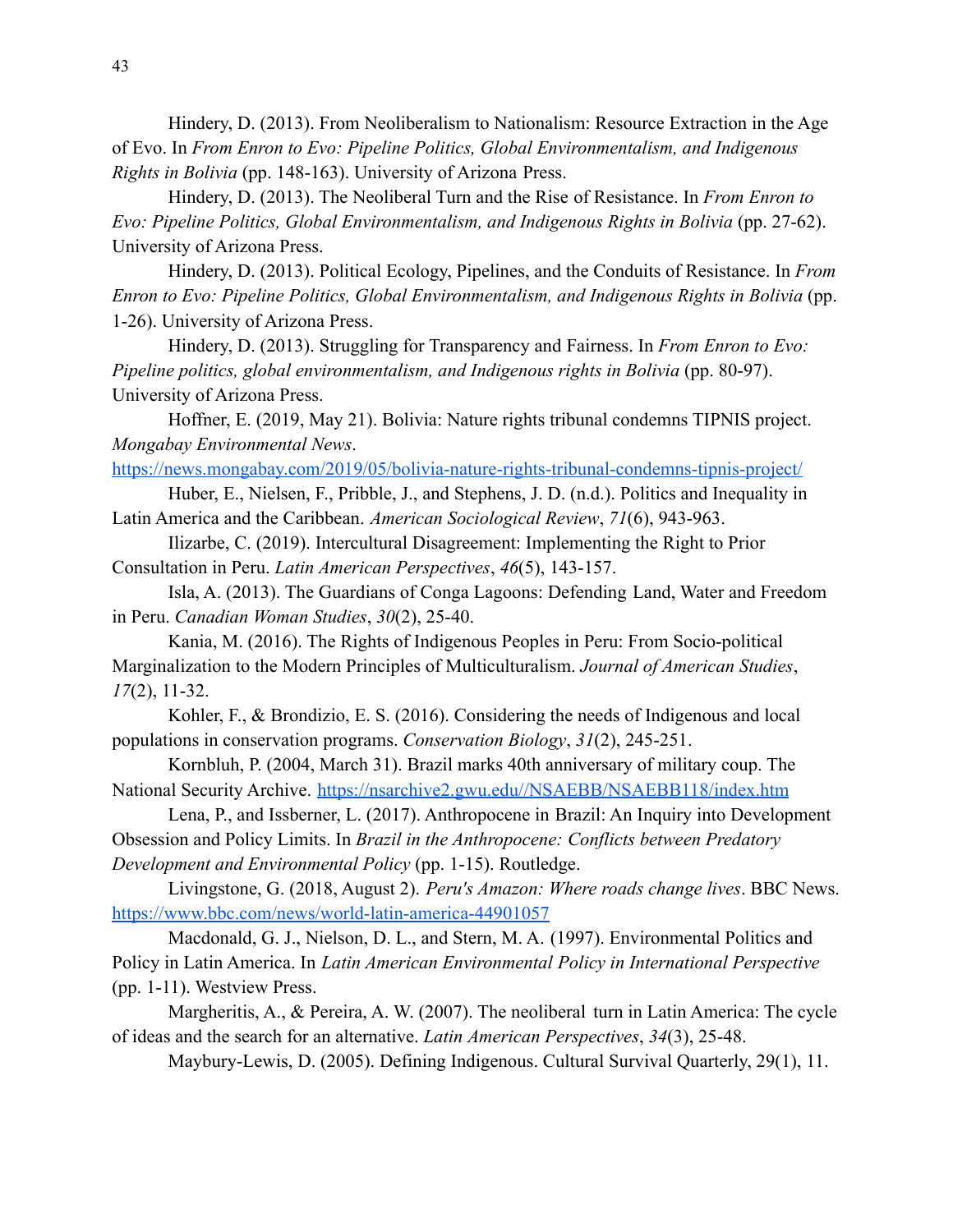Hindery, D. (2013). From Neoliberalism to Nationalism: Resource Extraction in the Age of Evo. In *From Enron to Evo: Pipeline Politics, Global Environmentalism, and Indigenous Rights in Bolivia* (pp. 148-163). University of Arizona Press.

Hindery, D. (2013). The Neoliberal Turn and the Rise of Resistance. In *From Enron to Evo: Pipeline Politics, Global Environmentalism, and Indigenous Rights in Bolivia* (pp. 27-62). University of Arizona Press.

Hindery, D. (2013). Political Ecology, Pipelines, and the Conduits of Resistance. In *From Enron to Evo: Pipeline Politics, Global Environmentalism, and Indigenous Rights in Bolivia* (pp. 1-26). University of Arizona Press.

Hindery, D. (2013). Struggling for Transparency and Fairness. In *From Enron to Evo: Pipeline politics, global environmentalism, and Indigenous rights in Bolivia* (pp. 80-97). University of Arizona Press.

Hoffner, E. (2019, May 21). Bolivia: Nature rights tribunal condemns TIPNIS project. *Mongabay Environmental News*. https://news.mongabay.com/2019/05/bolivia-nature-rights-tribunal-condemns-tipnis-project/

Huber, E., Nielsen, F., Pribble, J., and Stephens, J. D. (n.d.). Politics and Inequality in Latin America and the Caribbean. *American Sociological Review*, *71*(6), 943-963.

Ilizarbe, C. (2019). Intercultural Disagreement: Implementing the Right to Prior Consultation in Peru. *Latin American Perspectives*, *46*(5), 143-157.

Isla, A. (2013). The Guardians of Conga Lagoons: Defending Land, Water and Freedom in Peru. *Canadian Woman Studies*, *30*(2), 25-40.

Kania, M. (2016). The Rights of Indigenous Peoples in Peru: From Socio-political Marginalization to the Modern Principles of Multiculturalism. *Journal of American Studies*, *17*(2), 11-32.

Kohler, F., & Brondizio, E. S. (2016). Considering the needs of Indigenous and local populations in conservation programs. *Conservation Biology*, *31*(2), 245-251.

Kornbluh, P. (2004, March 31). Brazil marks 40th anniversary of military coup. The National Security Archive. https://nsarchive2.gwu.edu//NSAEBB/NSAEBB118/index.htm

Lena, P., and Issberner, L. (2017). Anthropocene in Brazil: An Inquiry into Development Obsession and Policy Limits. In *Brazil in the Anthropocene: Conflicts between Predatory Development and Environmental Policy* (pp. 1-15). Routledge.

Livingstone, G. (2018, August 2). *Peru's Amazon: Where roads change lives*. BBC News. https://www.bbc.com/news/world-latin-america-44901057

Macdonald, G. J., Nielson, D. L., and Stern, M. A. (1997). Environmental Politics and Policy in Latin America. In *Latin American Environmental Policy in International Perspective* (pp. 1-11). Westview Press.

Margheritis, A., & Pereira, A. W. (2007). The neoliberal turn in Latin America: The cycle of ideas and the search for an alternative. *Latin American Perspectives*, *34*(3), 25-48.

Maybury-Lewis, D. (2005). Defining Indigenous. Cultural Survival Quarterly, 29(1), 11.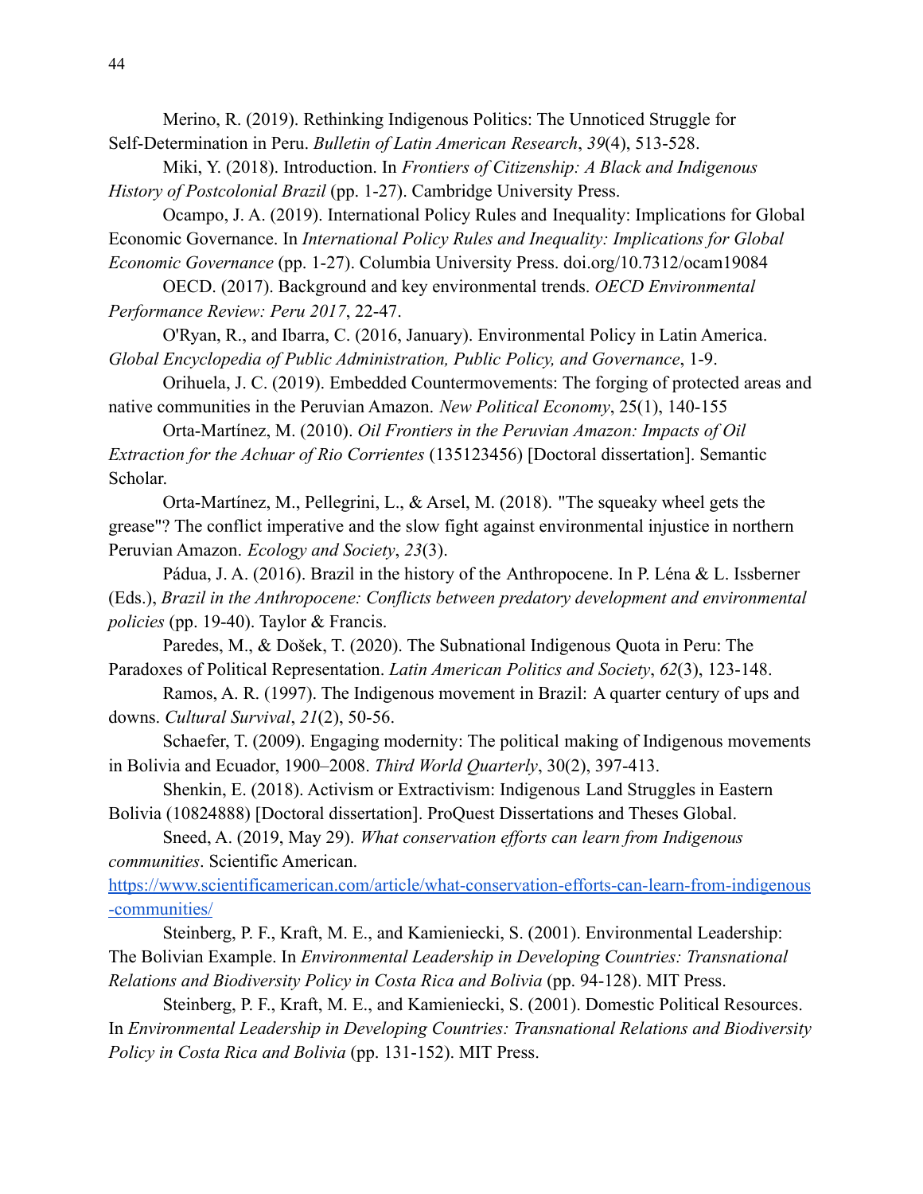Merino, R. (2019). Rethinking Indigenous Politics: The Unnoticed Struggle for Self-Determination in Peru. *Bulletin of Latin American Research*, *39*(4), 513-528.

Miki, Y. (2018). Introduction. In *Frontiers of Citizenship: A Black and Indigenous History of Postcolonial Brazil* (pp. 1-27). Cambridge University Press.

Ocampo, J. A. (2019). International Policy Rules and Inequality: Implications for Global Economic Governance. In *International Policy Rules and Inequality: Implications for Global Economic Governance* (pp. 1-27). Columbia University Press. doi.org/10.7312/ocam19084

OECD. (2017). Background and key environmental trends. *OECD Environmental Performance Review: Peru 2017*, 22-47.

O'Ryan, R., and Ibarra, C. (2016, January). Environmental Policy in Latin America. *Global Encyclopedia of Public Administration, Public Policy, and Governance*, 1-9.

Orihuela, J. C. (2019). Embedded Countermovements: The forging of protected areas and native communities in the Peruvian Amazon. *New Political Economy*, 25(1), 140-155

Orta-Martínez, M. (2010). *Oil Frontiers in the Peruvian Amazon: Impacts of Oil Extraction for the Achuar of Rio Corrientes* (135123456) [Doctoral dissertation]. Semantic Scholar.

Orta-Martínez, M., Pellegrini, L., & Arsel, M. (2018). "The squeaky wheel gets the grease"? The conflict imperative and the slow fight against environmental injustice in northern Peruvian Amazon. *Ecology and Society*, *23*(3).

Pádua, J. A. (2016). Brazil in the history of the Anthropocene. In P. Léna & L. Issberner (Eds.), *Brazil in the Anthropocene: Conflicts between predatory development and environmental policies* (pp. 19-40). Taylor & Francis.

Paredes, M., & Došek, T. (2020). The Subnational Indigenous Quota in Peru: The Paradoxes of Political Representation. *Latin American Politics and Society*, *62*(3), 123-148.

Ramos, A. R. (1997). The Indigenous movement in Brazil: A quarter century of ups and downs. *Cultural Survival*, *21*(2), 50-56.

Schaefer, T. (2009). Engaging modernity: The political making of Indigenous movements in Bolivia and Ecuador, 1900–2008. *Third World Quarterly*, 30(2), 397-413.

Shenkin, E. (2018). Activism or Extractivism: Indigenous Land Struggles in Eastern Bolivia (10824888) [Doctoral dissertation]. ProQuest Dissertations and Theses Global.

Sneed, A. (2019, May 29). *What conservation efforts can learn from Indigenous communities*. Scientific American. https://www.scientificamerican.com/article/what-conservation-efforts-can-learn-from-indigenous-communities/

Steinberg, P. F., Kraft, M. E., and Kamieniecki, S. (2001). Environmental Leadership: The Bolivian Example. In *Environmental Leadership in Developing Countries: Transnational Relations and Biodiversity Policy in Costa Rica and Bolivia* (pp. 94-128). MIT Press.

Steinberg, P. F., Kraft, M. E., and Kamieniecki, S. (2001). Domestic Political Resources. In *Environmental Leadership in Developing Countries: Transnational Relations and Biodiversity Policy in Costa Rica and Bolivia* (pp. 131-152). MIT Press.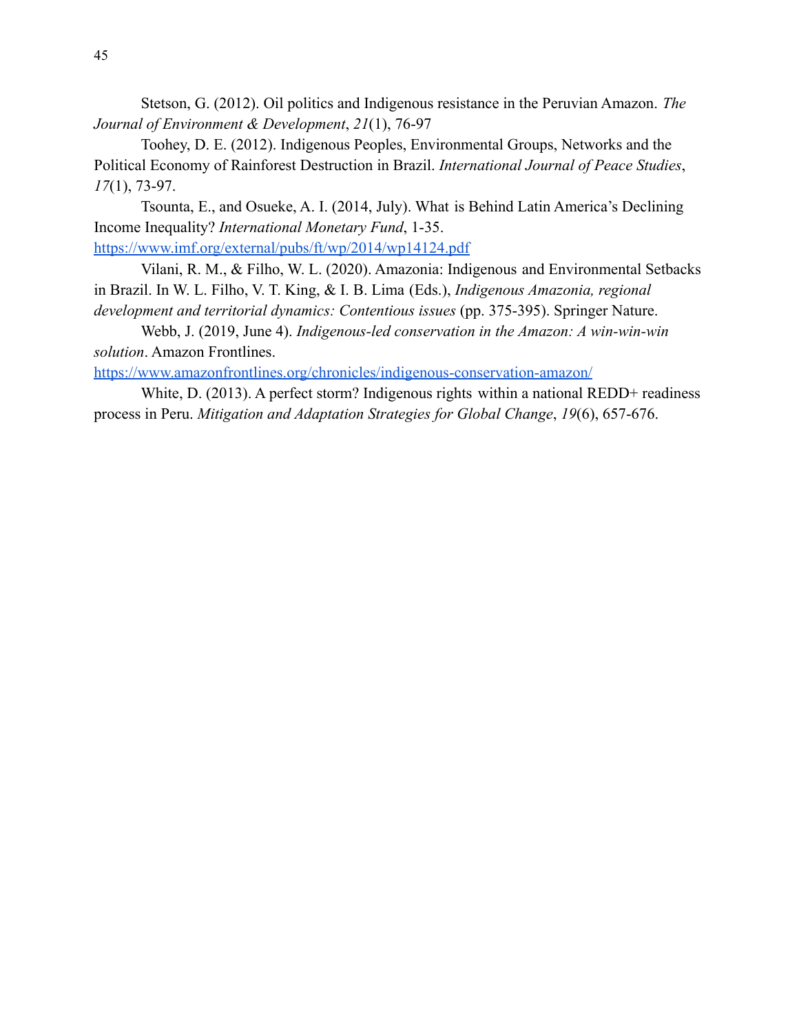Stetson, G. (2012). Oil politics and Indigenous resistance in the Peruvian Amazon. *The Journal of Environment & Development*, *21*(1), 76-97

Toohey, D. E. (2012). Indigenous Peoples, Environmental Groups, Networks and the Political Economy of Rainforest Destruction in Brazil. *International Journal of Peace Studies*, *17*(1), 73-97.

Tsounta, E., and Osueke, A. I. (2014, July). What is Behind Latin America's Declining Income Inequality? *International Monetary Fund*, 1-35. https://www.imf.org/external/pubs/ft/wp/2014/wp14124.pdf

Vilani, R. M., & Filho, W. L. (2020). Amazonia: Indigenous and Environmental Setbacks in Brazil. In W. L. Filho, V. T. King, & I. B. Lima (Eds.), *Indigenous Amazonia, regional development and territorial dynamics: Contentious issues* (pp. 375-395). Springer Nature.

Webb, J. (2019, June 4). *Indigenous-led conservation in the Amazon: A win-win-win solution*. Amazon Frontlines. https://www.amazonfrontlines.org/chronicles/indigenous-conservation-amazon/

White, D. (2013). A perfect storm? Indigenous rights within a national REDD+ readiness process in Peru. *Mitigation and Adaptation Strategies for Global Change*, *19*(6), 657-676.